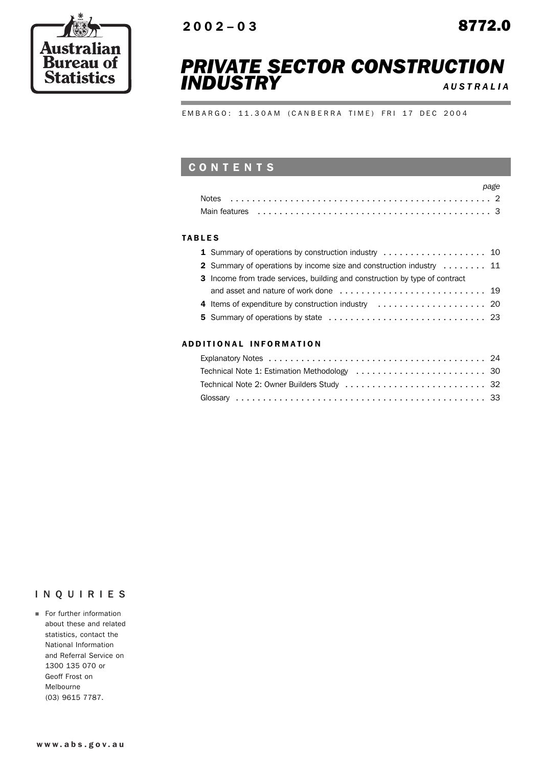Australian Bureau of Statistics

2002–03

8772.0

# PRIVATE SECTOR CONSTRUCTION INDUSTRY

AUSTRALIA

EMBARGO: 11.30AM (CANBERRA TIME) FRI 17 DEC 2004

## CONTENTS

| | page |
|---|---|
| Notes | 2 |
| Main features | 3 |

### TABLES

| | page |
|---|---|
| **1** Summary of operations by construction industry | 10 |
| **2** Summary of operations by income size and construction industry | 11 |
| **3** Income from trade services, building and construction by type of contract and asset and nature of work done | 19 |
| **4** Items of expenditure by construction industry | 20 |
| **5** Summary of operations by state | 23 |

### ADDITIONAL INFORMATION

| | page |
|---|---|
| Explanatory Notes | 24 |
| Technical Note 1: Estimation Methodology | 30 |
| Technical Note 2: Owner Builders Study | 32 |
| Glossary | 33 |

## INQUIRIES

- For further information about these and related statistics, contact the National Information and Referral Service on 1300 135 070 or Geoff Frost on Melbourne (03) 9615 7787.

www.abs.gov.au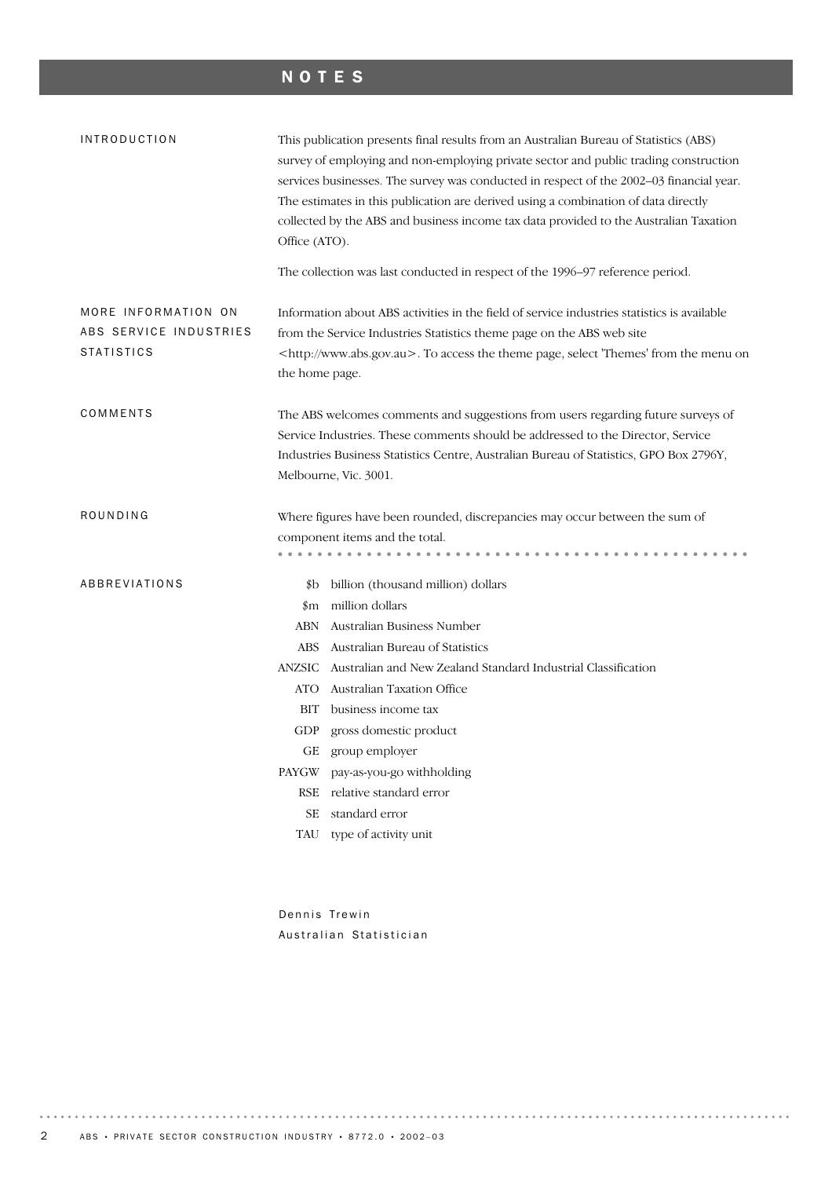# NOTES

## INTRODUCTION

This publication presents final results from an Australian Bureau of Statistics (ABS) survey of employing and non-employing private sector and public trading construction services businesses. The survey was conducted in respect of the 2002–03 financial year. The estimates in this publication are derived using a combination of data directly collected by the ABS and business income tax data provided to the Australian Taxation Office (ATO).

The collection was last conducted in respect of the 1996–97 reference period.

## MORE INFORMATION ON ABS SERVICE INDUSTRIES STATISTICS

Information about ABS activities in the field of service industries statistics is available from the Service Industries Statistics theme page on the ABS web site <http://www.abs.gov.au>. To access the theme page, select 'Themes' from the menu on the home page.

## COMMENTS

The ABS welcomes comments and suggestions from users regarding future surveys of Service Industries. These comments should be addressed to the Director, Service Industries Business Statistics Centre, Australian Bureau of Statistics, GPO Box 2796Y, Melbourne, Vic. 3001.

## ROUNDING

Where figures have been rounded, discrepancies may occur between the sum of component items and the total.

## ABBREVIATIONS

| | |
|---|---|
| $b | billion (thousand million) dollars |
| $m | million dollars |
| ABN | Australian Business Number |
| ABS | Australian Bureau of Statistics |
| ANZSIC | Australian and New Zealand Standard Industrial Classification |
| ATO | Australian Taxation Office |
| BIT | business income tax |
| GDP | gross domestic product |
| GE | group employer |
| PAYGW | pay-as-you-go withholding |
| RSE | relative standard error |
| SE | standard error |
| TAU | type of activity unit |

Dennis Trewin
Australian Statistician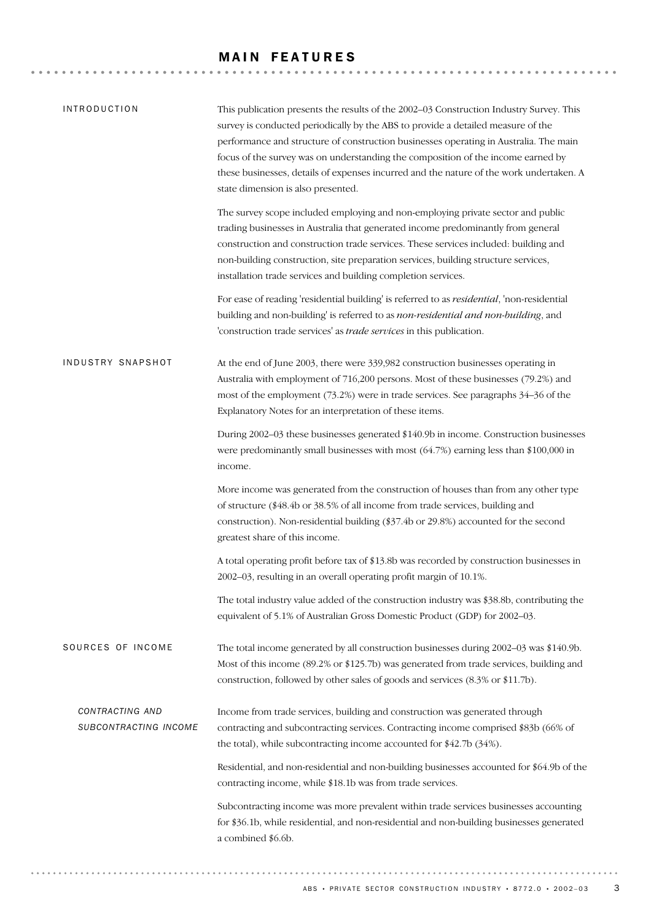# MAIN FEATURES

## INTRODUCTION

This publication presents the results of the 2002–03 Construction Industry Survey. This survey is conducted periodically by the ABS to provide a detailed measure of the performance and structure of construction businesses operating in Australia. The main focus of the survey was on understanding the composition of the income earned by these businesses, details of expenses incurred and the nature of the work undertaken. A state dimension is also presented.

The survey scope included employing and non-employing private sector and public trading businesses in Australia that generated income predominantly from general construction and construction trade services. These services included: building and non-building construction, site preparation services, building structure services, installation trade services and building completion services.

For ease of reading 'residential building' is referred to as *residential*, 'non-residential building and non-building' is referred to as *non-residential and non-building*, and 'construction trade services' as *trade services* in this publication.

## INDUSTRY SNAPSHOT

At the end of June 2003, there were 339,982 construction businesses operating in Australia with employment of 716,200 persons. Most of these businesses (79.2%) and most of the employment (73.2%) were in trade services. See paragraphs 34–36 of the Explanatory Notes for an interpretation of these items.

During 2002–03 these businesses generated $140.9b in income. Construction businesses were predominantly small businesses with most (64.7%) earning less than $100,000 in income.

More income was generated from the construction of houses than from any other type of structure ($48.4b or 38.5% of all income from trade services, building and construction). Non-residential building ($37.4b or 29.8%) accounted for the second greatest share of this income.

A total operating profit before tax of $13.8b was recorded by construction businesses in 2002–03, resulting in an overall operating profit margin of 10.1%.

The total industry value added of the construction industry was $38.8b, contributing the equivalent of 5.1% of Australian Gross Domestic Product (GDP) for 2002–03.

## SOURCES OF INCOME

The total income generated by all construction businesses during 2002–03 was $140.9b. Most of this income (89.2% or $125.7b) was generated from trade services, building and construction, followed by other sales of goods and services (8.3% or $11.7b).

### *CONTRACTING AND SUBCONTRACTING INCOME*

Income from trade services, building and construction was generated through contracting and subcontracting services. Contracting income comprised $83b (66% of the total), while subcontracting income accounted for $42.7b (34%).

Residential, and non-residential and non-building businesses accounted for $64.9b of the contracting income, while $18.1b was from trade services.

Subcontracting income was more prevalent within trade services businesses accounting for $36.1b, while residential, and non-residential and non-building businesses generated a combined $6.6b.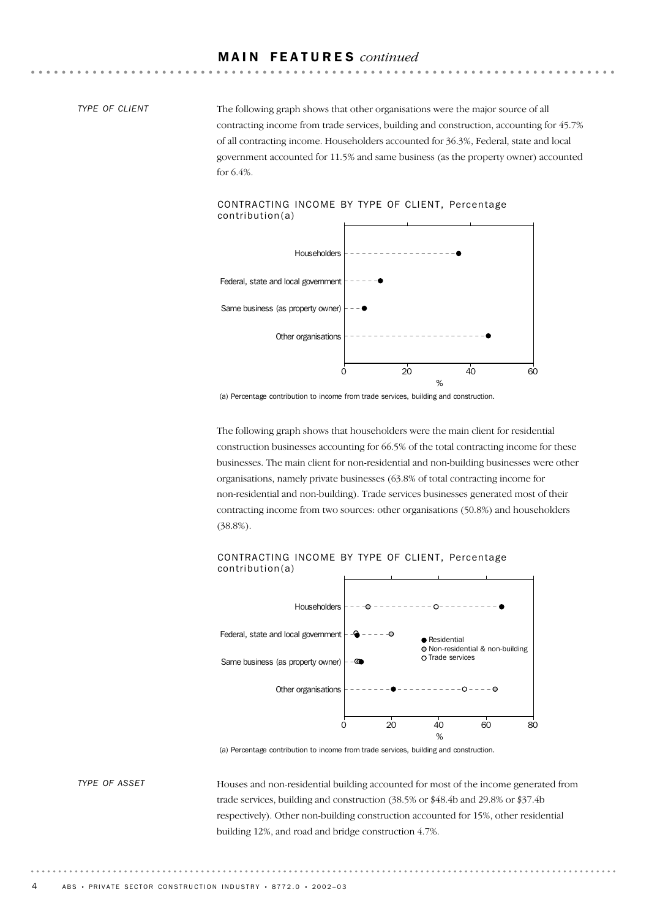## MAIN FEATURES *continued*

*TYPE OF CLIENT*

The following graph shows that other organisations were the major source of all contracting income from trade services, building and construction, accounting for 45.7% of all contracting income. Householders accounted for 36.3%, Federal, state and local government accounted for 11.5% and same business (as the property owner) accounted for 6.4%.

CONTRACTING INCOME BY TYPE OF CLIENT, Percentage contribution(a)

(a) Percentage contribution to income from trade services, building and construction.

The following graph shows that householders were the main client for residential construction businesses accounting for 66.5% of the total contracting income for these businesses. The main client for non-residential and non-building businesses were other organisations, namely private businesses (63.8% of total contracting income for non-residential and non-building). Trade services businesses generated most of their contracting income from two sources: other organisations (50.8%) and householders (38.8%).

CONTRACTING INCOME BY TYPE OF CLIENT, Percentage contribution(a)

(a) Percentage contribution to income from trade services, building and construction.

*TYPE OF ASSET*

Houses and non-residential building accounted for most of the income generated from trade services, building and construction (38.5% or $48.4b and 29.8% or $37.4b respectively). Other non-building construction accounted for 15%, other residential building 12%, and road and bridge construction 4.7%.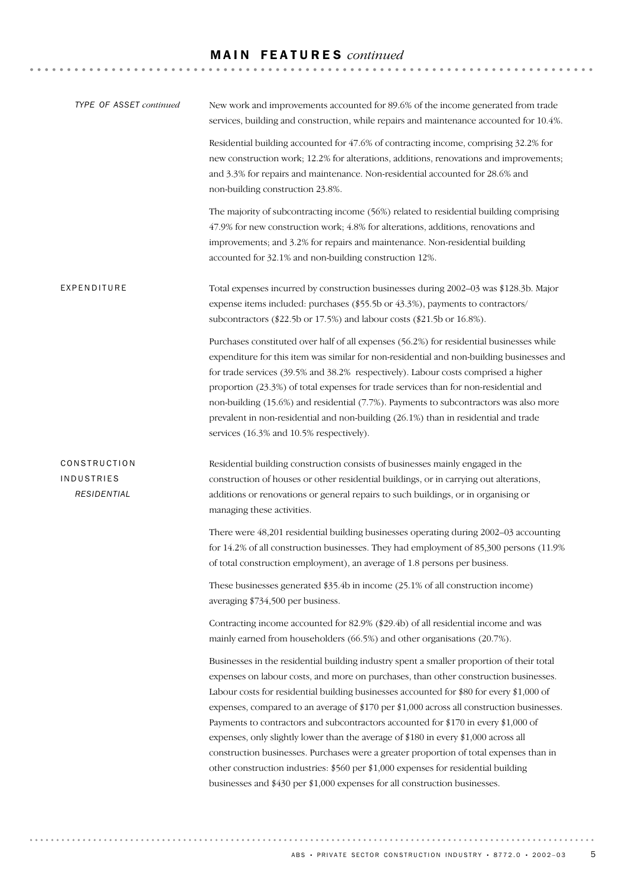## MAIN FEATURES *continued*

### *TYPE OF ASSET continued*

New work and improvements accounted for 89.6% of the income generated from trade services, building and construction, while repairs and maintenance accounted for 10.4%.

Residential building accounted for 47.6% of contracting income, comprising 32.2% for new construction work; 12.2% for alterations, additions, renovations and improvements; and 3.3% for repairs and maintenance. Non-residential accounted for 28.6% and non-building construction 23.8%.

The majority of subcontracting income (56%) related to residential building comprising 47.9% for new construction work; 4.8% for alterations, additions, renovations and improvements; and 3.2% for repairs and maintenance. Non-residential building accounted for 32.1% and non-building construction 12%.

### EXPENDITURE

Total expenses incurred by construction businesses during 2002–03 was $128.3b. Major expense items included: purchases ($55.5b or 43.3%), payments to contractors/ subcontractors ($22.5b or 17.5%) and labour costs ($21.5b or 16.8%).

Purchases constituted over half of all expenses (56.2%) for residential businesses while expenditure for this item was similar for non-residential and non-building businesses and for trade services (39.5% and 38.2% respectively). Labour costs comprised a higher proportion (23.3%) of total expenses for trade services than for non-residential and non-building (15.6%) and residential (7.7%). Payments to subcontractors was also more prevalent in non-residential and non-building (26.1%) than in residential and trade services (16.3% and 10.5% respectively).

### CONSTRUCTION INDUSTRIES

#### *RESIDENTIAL*

Residential building construction consists of businesses mainly engaged in the construction of houses or other residential buildings, or in carrying out alterations, additions or renovations or general repairs to such buildings, or in organising or managing these activities.

There were 48,201 residential building businesses operating during 2002–03 accounting for 14.2% of all construction businesses. They had employment of 85,300 persons (11.9% of total construction employment), an average of 1.8 persons per business.

These businesses generated $35.4b in income (25.1% of all construction income) averaging $734,500 per business.

Contracting income accounted for 82.9% ($29.4b) of all residential income and was mainly earned from householders (66.5%) and other organisations (20.7%).

Businesses in the residential building industry spent a smaller proportion of their total expenses on labour costs, and more on purchases, than other construction businesses. Labour costs for residential building businesses accounted for $80 for every $1,000 of expenses, compared to an average of $170 per $1,000 across all construction businesses. Payments to contractors and subcontractors accounted for $170 in every $1,000 of expenses, only slightly lower than the average of $180 in every $1,000 across all construction businesses. Purchases were a greater proportion of total expenses than in other construction industries: $560 per $1,000 expenses for residential building businesses and $430 per $1,000 expenses for all construction businesses.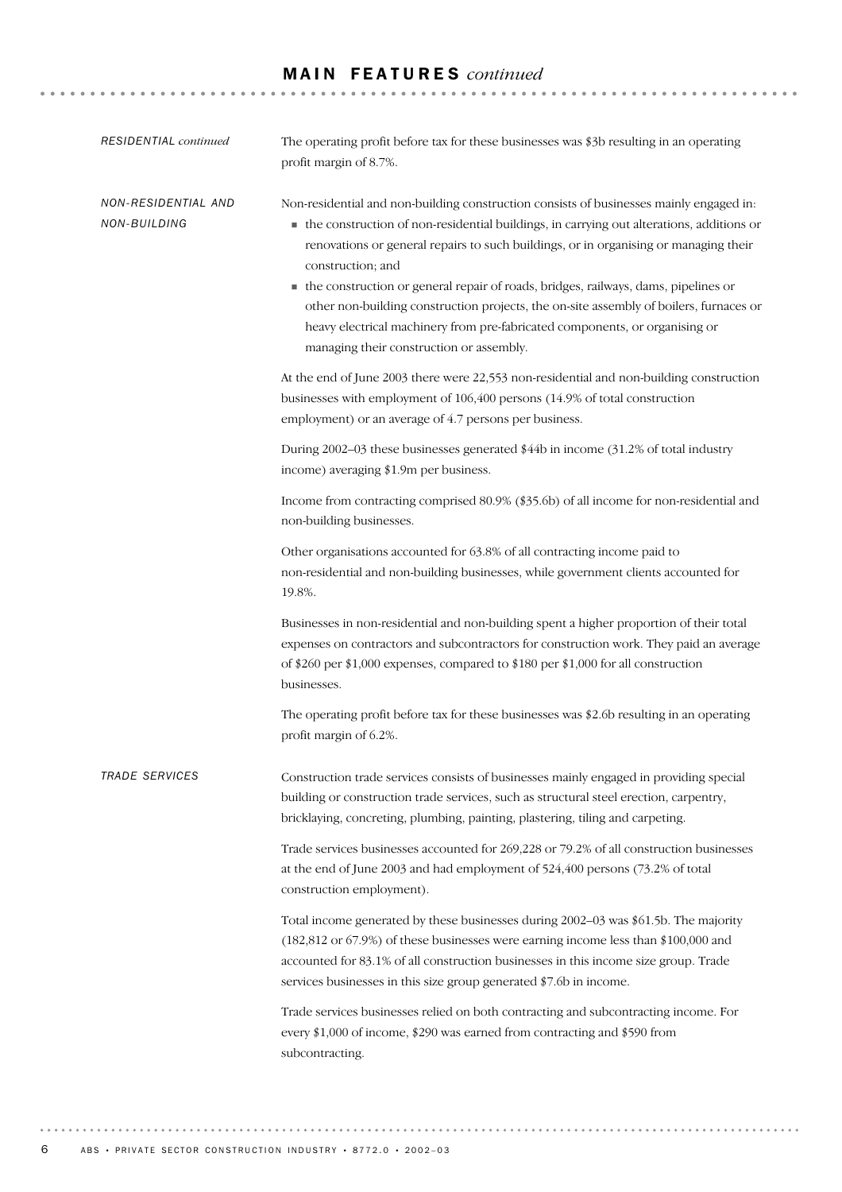## MAIN FEATURES *continued*

*RESIDENTIAL continued*

The operating profit before tax for these businesses was $3b resulting in an operating profit margin of 8.7%.

*NON-RESIDENTIAL AND NON-BUILDING*

Non-residential and non-building construction consists of businesses mainly engaged in:

- the construction of non-residential buildings, in carrying out alterations, additions or renovations or general repairs to such buildings, or in organising or managing their construction; and
- the construction or general repair of roads, bridges, railways, dams, pipelines or other non-building construction projects, the on-site assembly of boilers, furnaces or heavy electrical machinery from pre-fabricated components, or organising or managing their construction or assembly.

At the end of June 2003 there were 22,553 non-residential and non-building construction businesses with employment of 106,400 persons (14.9% of total construction employment) or an average of 4.7 persons per business.

During 2002–03 these businesses generated $44b in income (31.2% of total industry income) averaging $1.9m per business.

Income from contracting comprised 80.9% ($35.6b) of all income for non-residential and non-building businesses.

Other organisations accounted for 63.8% of all contracting income paid to non-residential and non-building businesses, while government clients accounted for 19.8%.

Businesses in non-residential and non-building spent a higher proportion of their total expenses on contractors and subcontractors for construction work. They paid an average of $260 per $1,000 expenses, compared to $180 per $1,000 for all construction businesses.

The operating profit before tax for these businesses was $2.6b resulting in an operating profit margin of 6.2%.

*TRADE SERVICES*

Construction trade services consists of businesses mainly engaged in providing special building or construction trade services, such as structural steel erection, carpentry, bricklaying, concreting, plumbing, painting, plastering, tiling and carpeting.

Trade services businesses accounted for 269,228 or 79.2% of all construction businesses at the end of June 2003 and had employment of 524,400 persons (73.2% of total construction employment).

Total income generated by these businesses during 2002–03 was $61.5b. The majority (182,812 or 67.9%) of these businesses were earning income less than $100,000 and accounted for 83.1% of all construction businesses in this income size group. Trade services businesses in this size group generated $7.6b in income.

Trade services businesses relied on both contracting and subcontracting income. For every $1,000 of income, $290 was earned from contracting and $590 from subcontracting.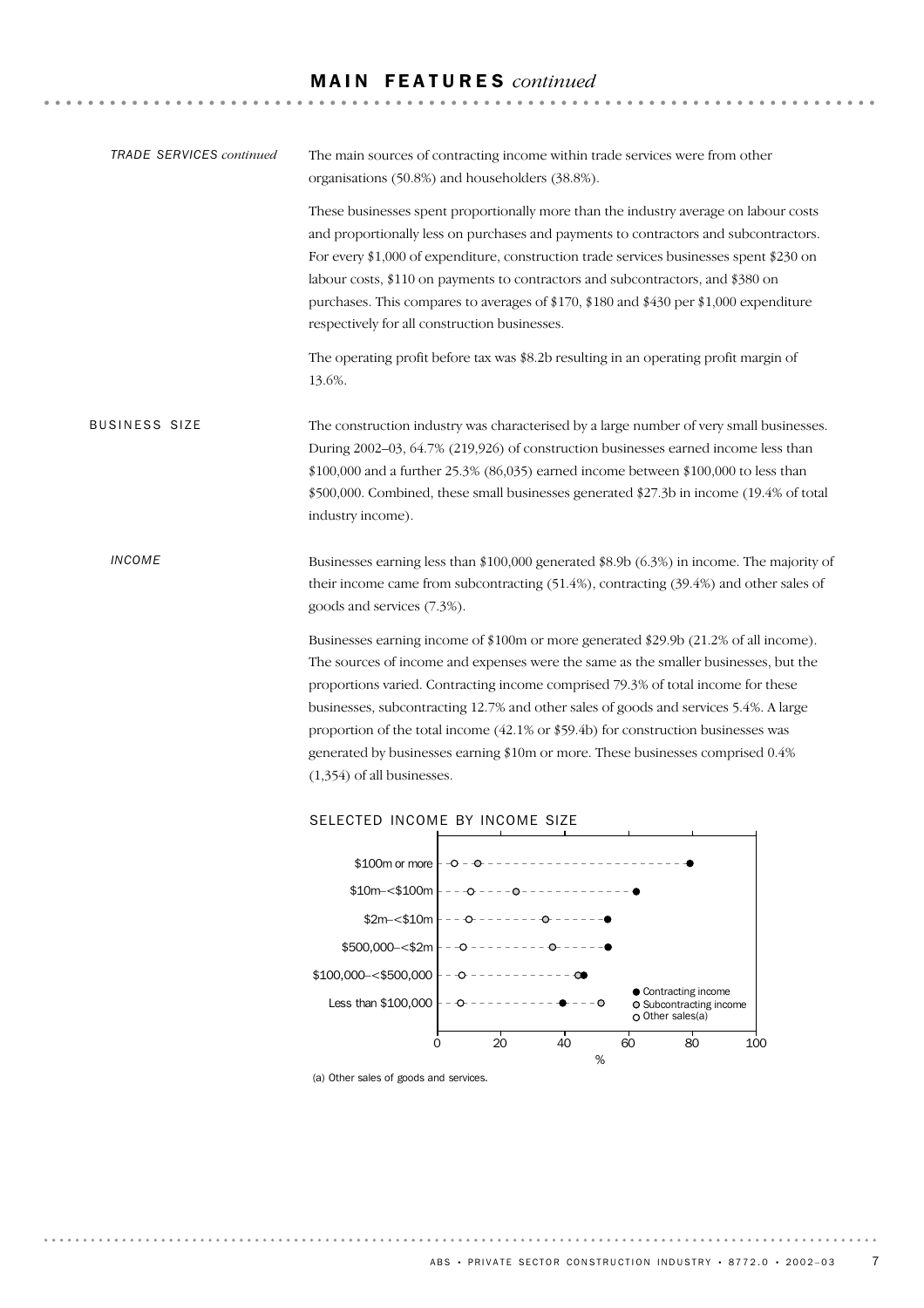## MAIN FEATURES *continued*

*TRADE SERVICES continued*

The main sources of contracting income within trade services were from other organisations (50.8%) and householders (38.8%).

These businesses spent proportionally more than the industry average on labour costs and proportionally less on purchases and payments to contractors and subcontractors. For every $1,000 of expenditure, construction trade services businesses spent $230 on labour costs, $110 on payments to contractors and subcontractors, and $380 on purchases. This compares to averages of $170, $180 and $430 per $1,000 expenditure respectively for all construction businesses.

The operating profit before tax was $8.2b resulting in an operating profit margin of 13.6%.

### BUSINESS SIZE

The construction industry was characterised by a large number of very small businesses. During 2002–03, 64.7% (219,926) of construction businesses earned income less than $100,000 and a further 25.3% (86,035) earned income between $100,000 to less than $500,000. Combined, these small businesses generated $27.3b in income (19.4% of total industry income).

*INCOME*

Businesses earning less than $100,000 generated $8.9b (6.3%) in income. The majority of their income came from subcontracting (51.4%), contracting (39.4%) and other sales of goods and services (7.3%).

Businesses earning income of $100m or more generated $29.9b (21.2% of all income). The sources of income and expenses were the same as the smaller businesses, but the proportions varied. Contracting income comprised 79.3% of total income for these businesses, subcontracting 12.7% and other sales of goods and services 5.4%. A large proportion of the total income (42.1% or $59.4b) for construction businesses was generated by businesses earning $10m or more. These businesses comprised 0.4% (1,354) of all businesses.

SELECTED INCOME BY INCOME SIZE

(a) Other sales of goods and services.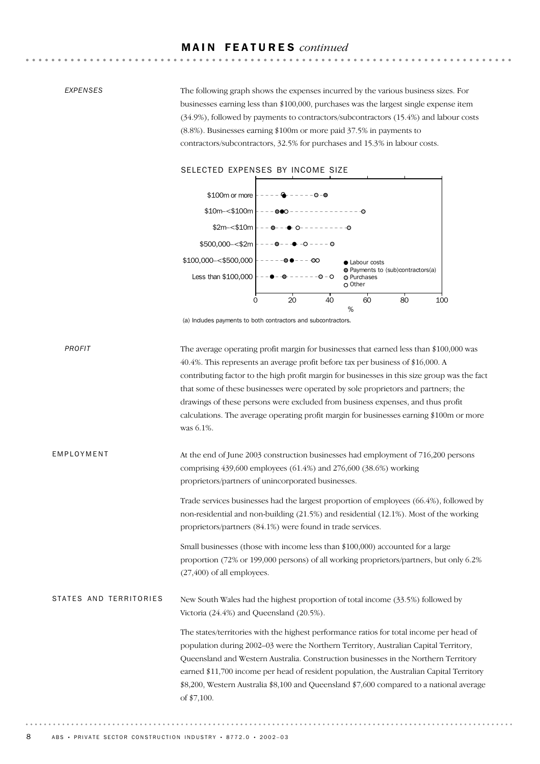## MAIN FEATURES *continued*

*EXPENSES*

The following graph shows the expenses incurred by the various business sizes. For businesses earning less than $100,000, purchases was the largest single expense item (34.9%), followed by payments to contractors/subcontractors (15.4%) and labour costs (8.8%). Businesses earning $100m or more paid 37.5% in payments to contractors/subcontractors, 32.5% for purchases and 15.3% in labour costs.

SELECTED EXPENSES BY INCOME SIZE

(a) Includes payments to both contractors and subcontractors.

*PROFIT*

The average operating profit margin for businesses that earned less than $100,000 was 40.4%. This represents an average profit before tax per business of $16,000. A contributing factor to the high profit margin for businesses in this size group was the fact that some of these businesses were operated by sole proprietors and partners; the drawings of these persons were excluded from business expenses, and thus profit calculations. The average operating profit margin for businesses earning $100m or more was 6.1%.

EMPLOYMENT

At the end of June 2003 construction businesses had employment of 716,200 persons comprising 439,600 employees (61.4%) and 276,600 (38.6%) working proprietors/partners of unincorporated businesses.

Trade services businesses had the largest proportion of employees (66.4%), followed by non-residential and non-building (21.5%) and residential (12.1%). Most of the working proprietors/partners (84.1%) were found in trade services.

Small businesses (those with income less than $100,000) accounted for a large proportion (72% or 199,000 persons) of all working proprietors/partners, but only 6.2% (27,400) of all employees.

STATES AND TERRITORIES

New South Wales had the highest proportion of total income (33.5%) followed by Victoria (24.4%) and Queensland (20.5%).

The states/territories with the highest performance ratios for total income per head of population during 2002–03 were the Northern Territory, Australian Capital Territory, Queensland and Western Australia. Construction businesses in the Northern Territory earned $11,700 income per head of resident population, the Australian Capital Territory $8,200, Western Australia $8,100 and Queensland $7,600 compared to a national average of $7,100.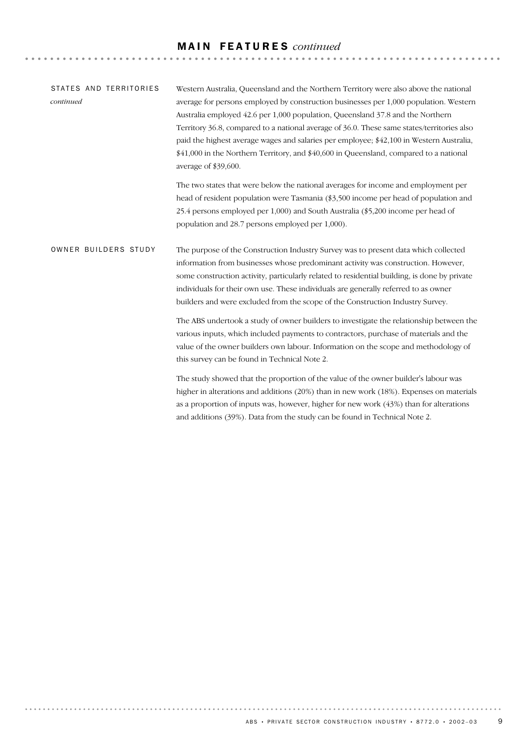## MAIN FEATURES *continued*

### STATES AND TERRITORIES *continued*

Western Australia, Queensland and the Northern Territory were also above the national average for persons employed by construction businesses per 1,000 population. Western Australia employed 42.6 per 1,000 population, Queensland 37.8 and the Northern Territory 36.8, compared to a national average of 36.0. These same states/territories also paid the highest average wages and salaries per employee; $42,100 in Western Australia, $41,000 in the Northern Territory, and $40,600 in Queensland, compared to a national average of $39,600.

The two states that were below the national averages for income and employment per head of resident population were Tasmania ($3,500 income per head of population and 25.4 persons employed per 1,000) and South Australia ($5,200 income per head of population and 28.7 persons employed per 1,000).

### OWNER BUILDERS STUDY

The purpose of the Construction Industry Survey was to present data which collected information from businesses whose predominant activity was construction. However, some construction activity, particularly related to residential building, is done by private individuals for their own use. These individuals are generally referred to as owner builders and were excluded from the scope of the Construction Industry Survey.

The ABS undertook a study of owner builders to investigate the relationship between the various inputs, which included payments to contractors, purchase of materials and the value of the owner builders own labour. Information on the scope and methodology of this survey can be found in Technical Note 2.

The study showed that the proportion of the value of the owner builder's labour was higher in alterations and additions (20%) than in new work (18%). Expenses on materials as a proportion of inputs was, however, higher for new work (43%) than for alterations and additions (39%). Data from the study can be found in Technical Note 2.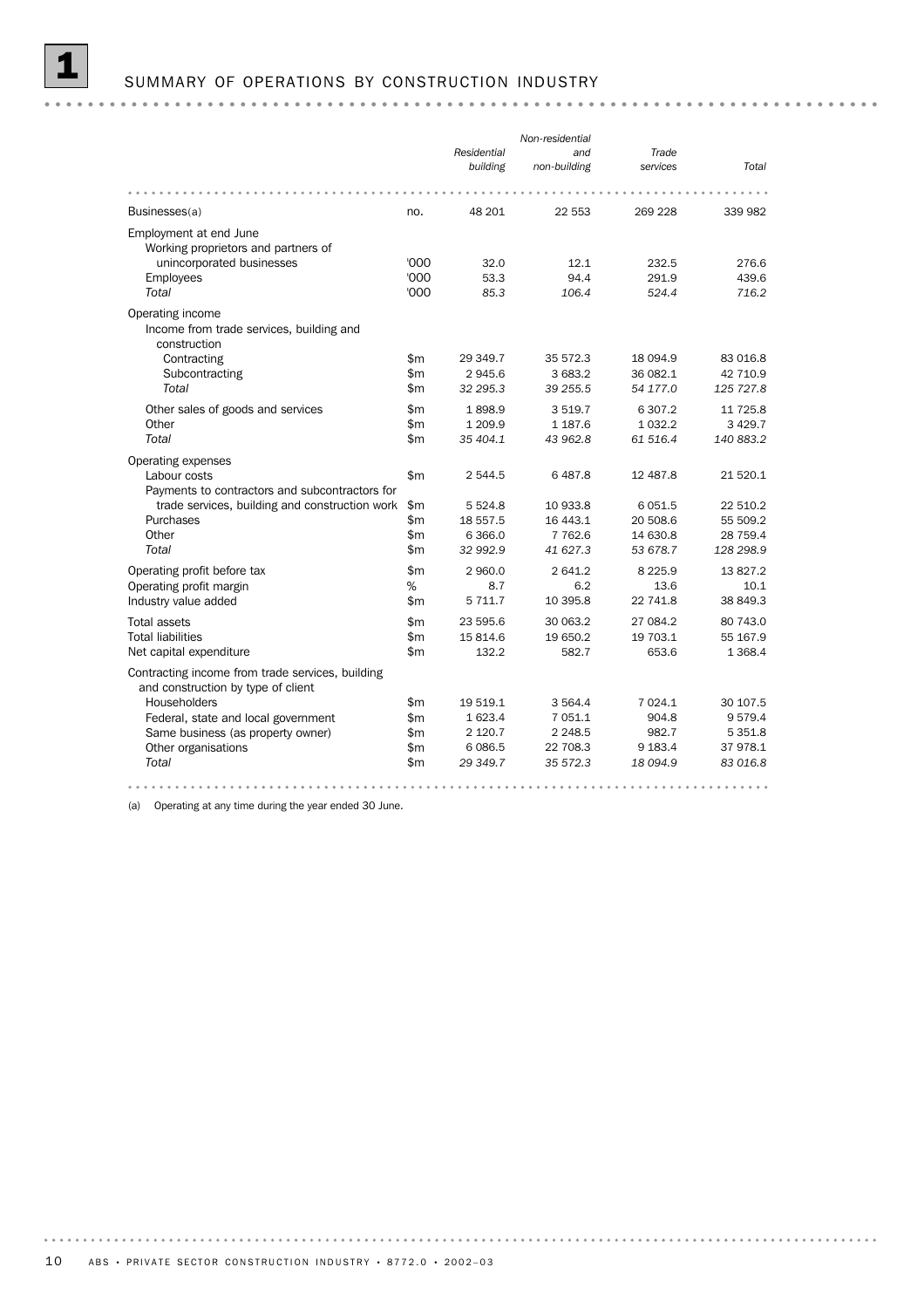## 1 SUMMARY OF OPERATIONS BY CONSTRUCTION INDUSTRY

| | | Residential building | Non-residential and non-building | Trade services | Total |
|---|---|---|---|---|---|
| Businesses(a) | no. | 48 201 | 22 553 | 269 228 | 339 982 |
| **Employment at end June** | | | | | |
| Working proprietors and partners of unincorporated businesses | '000 | 32.0 | 12.1 | 232.5 | 276.6 |
| Employees | '000 | 53.3 | 94.4 | 291.9 | 439.6 |
| *Total* | '000 | *85.3* | *106.4* | *524.4* | *716.2* |
| **Operating income** | | | | | |
| Income from trade services, building and construction | | | | | |
| Contracting | $m | 29 349.7 | 35 572.3 | 18 094.9 | 83 016.8 |
| Subcontracting | $m | 2 945.6 | 3 683.2 | 36 082.1 | 42 710.9 |
| *Total* | $m | *32 295.3* | *39 255.5* | *54 177.0* | *125 727.8* |
| Other sales of goods and services | $m | 1 898.9 | 3 519.7 | 6 307.2 | 11 725.8 |
| Other | $m | 1 209.9 | 1 187.6 | 1 032.2 | 3 429.7 |
| *Total* | $m | *35 404.1* | *43 962.8* | *61 516.4* | *140 883.2* |
| **Operating expenses** | | | | | |
| Labour costs | $m | 2 544.5 | 6 487.8 | 12 487.8 | 21 520.1 |
| Payments to contractors and subcontractors for trade services, building and construction work | $m | 5 524.8 | 10 933.8 | 6 051.5 | 22 510.2 |
| Purchases | $m | 18 557.5 | 16 443.1 | 20 508.6 | 55 509.2 |
| Other | $m | 6 366.0 | 7 762.6 | 14 630.8 | 28 759.4 |
| *Total* | $m | *32 992.9* | *41 627.3* | *53 678.7* | *128 298.9* |
| Operating profit before tax | $m | 2 960.0 | 2 641.2 | 8 225.9 | 13 827.2 |
| Operating profit margin | % | 8.7 | 6.2 | 13.6 | 10.1 |
| Industry value added | $m | 5 711.7 | 10 395.8 | 22 741.8 | 38 849.3 |
| Total assets | $m | 23 595.6 | 30 063.2 | 27 084.2 | 80 743.0 |
| Total liabilities | $m | 15 814.6 | 19 650.2 | 19 703.1 | 55 167.9 |
| Net capital expenditure | $m | 132.2 | 582.7 | 653.6 | 1 368.4 |
| **Contracting income from trade services, building and construction by type of client** | | | | | |
| Householders | $m | 19 519.1 | 3 564.4 | 7 024.1 | 30 107.5 |
| Federal, state and local government | $m | 1 623.4 | 7 051.1 | 904.8 | 9 579.4 |
| Same business (as property owner) | $m | 2 120.7 | 2 248.5 | 982.7 | 5 351.8 |
| Other organisations | $m | 6 086.5 | 22 708.3 | 9 183.4 | 37 978.1 |
| *Total* | $m | *29 349.7* | *35 572.3* | *18 094.9* | *83 016.8* |

(a) Operating at any time during the year ended 30 June.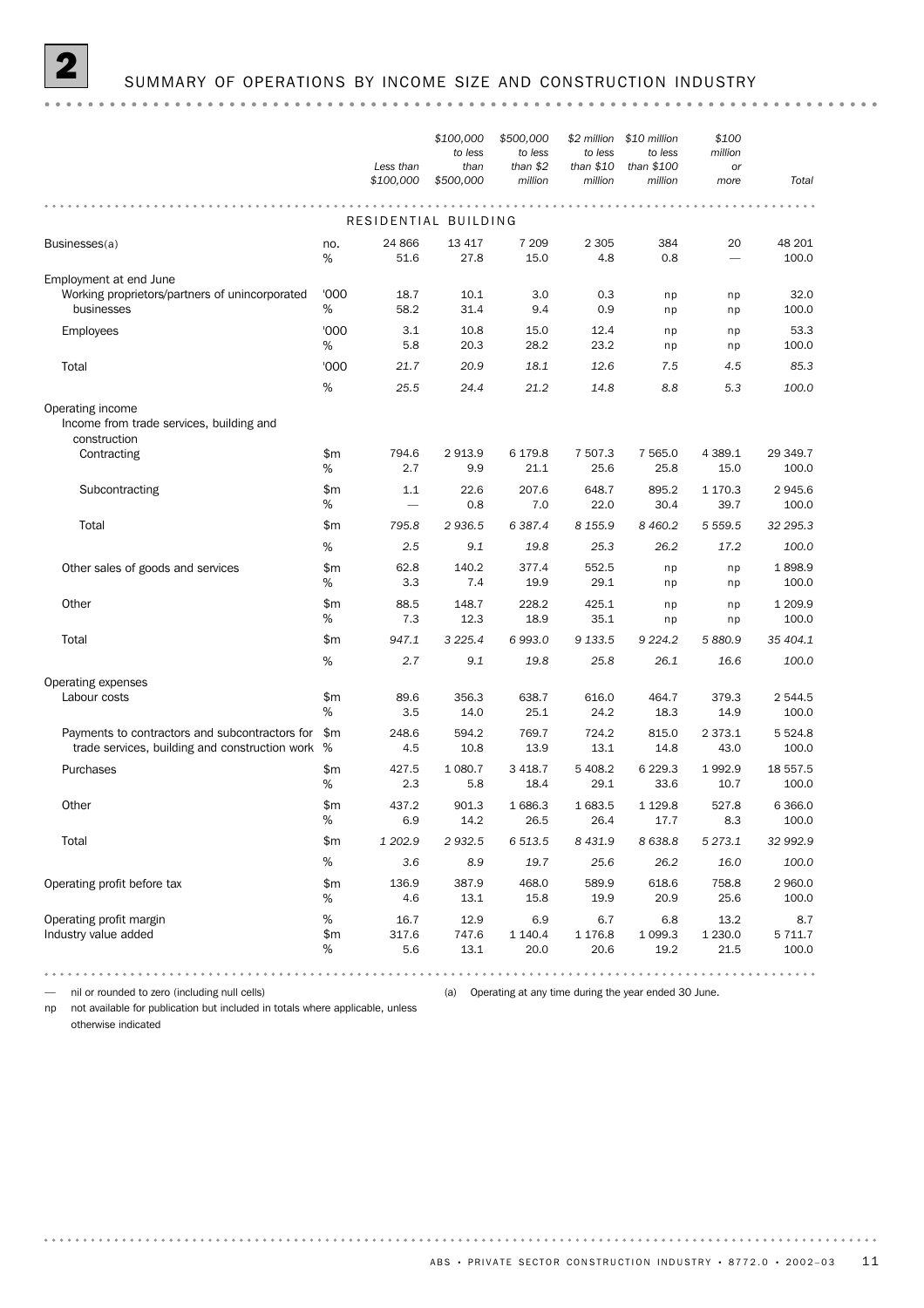# 2 SUMMARY OF OPERATIONS BY INCOME SIZE AND CONSTRUCTION INDUSTRY

| | | *Less than $100,000* | *$100,000 to less than $500,000* | *$500,000 to less than $2 million* | *$2 million to less than $10 million* | *$10 million to less than $100 million* | *$100 million or more* | *Total* |
|---|---|---|---|---|---|---|---|---|
| | | RESIDENTIAL BUILDING | | | | | | |
| Businesses(a) | no. | 24 866 | 13 417 | 7 209 | 2 305 | 384 | 20 | 48 201 |
| | % | 51.6 | 27.8 | 15.0 | 4.8 | 0.8 | — | 100.0 |
| Employment at end June | | | | | | | | |
| Working proprietors/partners of unincorporated businesses | '000 | 18.7 | 10.1 | 3.0 | 0.3 | np | np | 32.0 |
| | % | 58.2 | 31.4 | 9.4 | 0.9 | np | np | 100.0 |
| Employees | '000 | 3.1 | 10.8 | 15.0 | 12.4 | np | np | 53.3 |
| | % | 5.8 | 20.3 | 28.2 | 23.2 | np | np | 100.0 |
| Total | '000 | *21.7* | *20.9* | *18.1* | *12.6* | *7.5* | *4.5* | *85.3* |
| | % | *25.5* | *24.4* | *21.2* | *14.8* | *8.8* | *5.3* | *100.0* |
| Operating income | | | | | | | | |
| Income from trade services, building and construction | | | | | | | | |
| Contracting | $m | 794.6 | 2 913.9 | 6 179.8 | 7 507.3 | 7 565.0 | 4 389.1 | 29 349.7 |
| | % | 2.7 | 9.9 | 21.1 | 25.6 | 25.8 | 15.0 | 100.0 |
| Subcontracting | $m | 1.1 | 22.6 | 207.6 | 648.7 | 895.2 | 1 170.3 | 2 945.6 |
| | % | — | 0.8 | 7.0 | 22.0 | 30.4 | 39.7 | 100.0 |
| Total | $m | *795.8* | *2 936.5* | *6 387.4* | *8 155.9* | *8 460.2* | *5 559.5* | *32 295.3* |
| | % | *2.5* | *9.1* | *19.8* | *25.3* | *26.2* | *17.2* | *100.0* |
| Other sales of goods and services | $m | 62.8 | 140.2 | 377.4 | 552.5 | np | np | 1 898.9 |
| | % | 3.3 | 7.4 | 19.9 | 29.1 | np | np | 100.0 |
| Other | $m | 88.5 | 148.7 | 228.2 | 425.1 | np | np | 1 209.9 |
| | % | 7.3 | 12.3 | 18.9 | 35.1 | np | np | 100.0 |
| Total | $m | *947.1* | *3 225.4* | *6 993.0* | *9 133.5* | *9 224.2* | *5 880.9* | *35 404.1* |
| | % | *2.7* | *9.1* | *19.8* | *25.8* | *26.1* | *16.6* | *100.0* |
| Operating expenses | | | | | | | | |
| Labour costs | $m | 89.6 | 356.3 | 638.7 | 616.0 | 464.7 | 379.3 | 2 544.5 |
| | % | 3.5 | 14.0 | 25.1 | 24.2 | 18.3 | 14.9 | 100.0 |
| Payments to contractors and subcontractors for trade services, building and construction work | $m | 248.6 | 594.2 | 769.7 | 724.2 | 815.0 | 2 373.1 | 5 524.8 |
| | % | 4.5 | 10.8 | 13.9 | 13.1 | 14.8 | 43.0 | 100.0 |
| Purchases | $m | 427.5 | 1 080.7 | 3 418.7 | 5 408.2 | 6 229.3 | 1 992.9 | 18 557.5 |
| | % | 2.3 | 5.8 | 18.4 | 29.1 | 33.6 | 10.7 | 100.0 |
| Other | $m | 437.2 | 901.3 | 1 686.3 | 1 683.5 | 1 129.8 | 527.8 | 6 366.0 |
| | % | 6.9 | 14.2 | 26.5 | 26.4 | 17.7 | 8.3 | 100.0 |
| Total | $m | *1 202.9* | *2 932.5* | *6 513.5* | *8 431.9* | *8 638.8* | *5 273.1* | *32 992.9* |
| | % | *3.6* | *8.9* | *19.7* | *25.6* | *26.2* | *16.0* | *100.0* |
| Operating profit before tax | $m | 136.9 | 387.9 | 468.0 | 589.9 | 618.6 | 758.8 | 2 960.0 |
| | % | 4.6 | 13.1 | 15.8 | 19.9 | 20.9 | 25.6 | 100.0 |
| Operating profit margin | % | 16.7 | 12.9 | 6.9 | 6.7 | 6.8 | 13.2 | 8.7 |
| Industry value added | $m | 317.6 | 747.6 | 1 140.4 | 1 176.8 | 1 099.3 | 1 230.0 | 5 711.7 |
| | % | 5.6 | 13.1 | 20.0 | 20.6 | 19.2 | 21.5 | 100.0 |

— nil or rounded to zero (including null cells)

np not available for publication but included in totals where applicable, unless otherwise indicated

(a) Operating at any time during the year ended 30 June.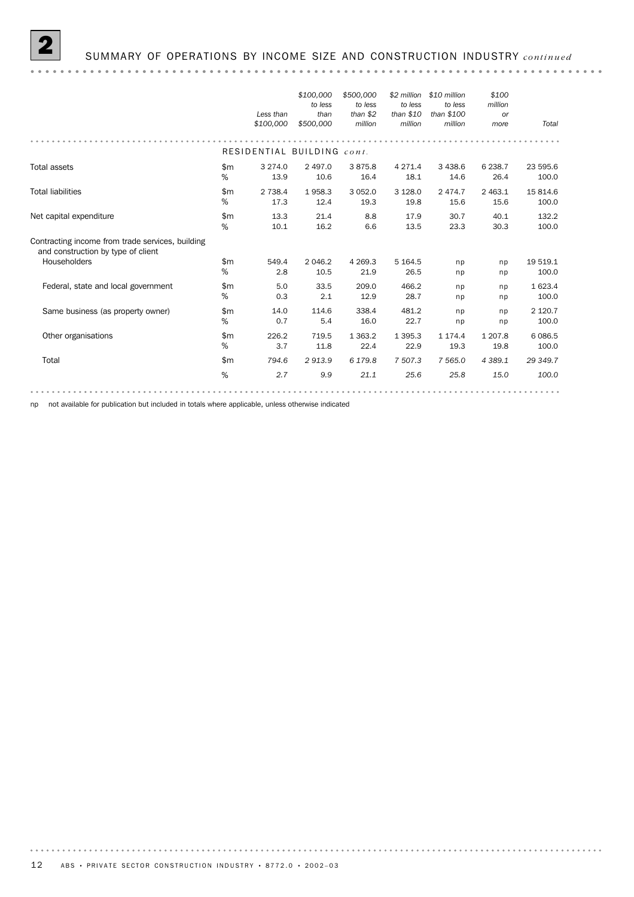## 2 SUMMARY OF OPERATIONS BY INCOME SIZE AND CONSTRUCTION INDUSTRY *continued*

| | | *Less than $100,000* | *$100,000 to less than $500,000* | *$500,000 to less than $2 million* | *$2 million to less than $10 million* | *$10 million to less than $100 million* | *$100 million or more* | *Total* |
|---|---|---|---|---|---|---|---|---|
| | | RESIDENTIAL BUILDING *cont.* | | | | | | |
| Total assets | $m | 3 274.0 | 2 497.0 | 3 875.8 | 4 271.4 | 3 438.6 | 6 238.7 | 23 595.6 |
| | % | 13.9 | 10.6 | 16.4 | 18.1 | 14.6 | 26.4 | 100.0 |
| Total liabilities | $m | 2 738.4 | 1 958.3 | 3 052.0 | 3 128.0 | 2 474.7 | 2 463.1 | 15 814.6 |
| | % | 17.3 | 12.4 | 19.3 | 19.8 | 15.6 | 15.6 | 100.0 |
| Net capital expenditure | $m | 13.3 | 21.4 | 8.8 | 17.9 | 30.7 | 40.1 | 132.2 |
| | % | 10.1 | 16.2 | 6.6 | 13.5 | 23.3 | 30.3 | 100.0 |
| Contracting income from trade services, building and construction by type of client | | | | | | | | |
| Householders | $m | 549.4 | 2 046.2 | 4 269.3 | 5 164.5 | np | np | 19 519.1 |
| | % | 2.8 | 10.5 | 21.9 | 26.5 | np | np | 100.0 |
| Federal, state and local government | $m | 5.0 | 33.5 | 209.0 | 466.2 | np | np | 1 623.4 |
| | % | 0.3 | 2.1 | 12.9 | 28.7 | np | np | 100.0 |
| Same business (as property owner) | $m | 14.0 | 114.6 | 338.4 | 481.2 | np | np | 2 120.7 |
| | % | 0.7 | 5.4 | 16.0 | 22.7 | np | np | 100.0 |
| Other organisations | $m | 226.2 | 719.5 | 1 363.2 | 1 395.3 | 1 174.4 | 1 207.8 | 6 086.5 |
| | % | 3.7 | 11.8 | 22.4 | 22.9 | 19.3 | 19.8 | 100.0 |
| Total | $m | *794.6* | *2 913.9* | *6 179.8* | *7 507.3* | *7 565.0* | *4 389.1* | *29 349.7* |
| | % | *2.7* | *9.9* | *21.1* | *25.6* | *25.8* | *15.0* | *100.0* |

np not available for publication but included in totals where applicable, unless otherwise indicated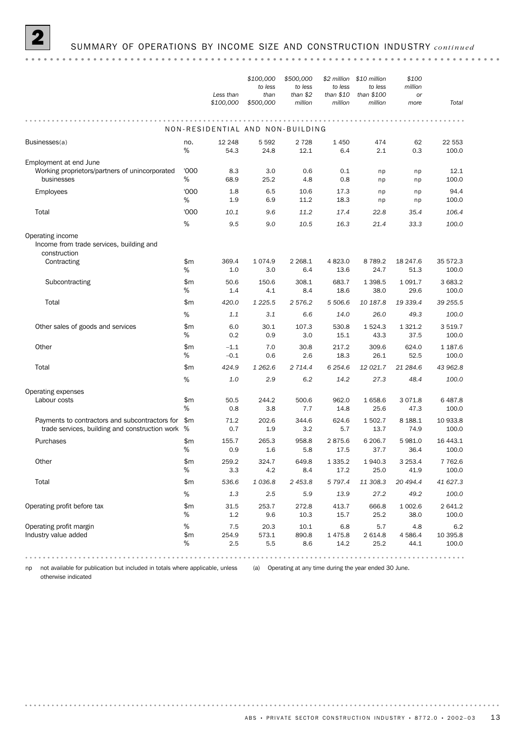## 2 SUMMARY OF OPERATIONS BY INCOME SIZE AND CONSTRUCTION INDUSTRY *continued*

| | | *Less than $100,000* | *$100,000 to less than $500,000* | *$500,000 to less than $2 million* | *$2 million to less than $10 million* | *$10 million to less than $100 million* | *$100 million or more* | *Total* |
|---|---|---|---|---|---|---|---|---|
| NON-RESIDENTIAL AND NON-BUILDING | | | | | | | | |
| Businesses(a) | no. | 12 248 | 5 592 | 2 728 | 1 450 | 474 | 62 | 22 553 |
| | % | 54.3 | 24.8 | 12.1 | 6.4 | 2.1 | 0.3 | 100.0 |
| Employment at end June | | | | | | | | |
| Working proprietors/partners of unincorporated businesses | '000 | 8.3 | 3.0 | 0.6 | 0.1 | np | np | 12.1 |
| | % | 68.9 | 25.2 | 4.8 | 0.8 | np | np | 100.0 |
| Employees | '000 | 1.8 | 6.5 | 10.6 | 17.3 | np | np | 94.4 |
| | % | 1.9 | 6.9 | 11.2 | 18.3 | np | np | 100.0 |
| Total | '000 | *10.1* | *9.6* | *11.2* | *17.4* | *22.8* | *35.4* | *106.4* |
| | % | *9.5* | *9.0* | *10.5* | *16.3* | *21.4* | *33.3* | *100.0* |
| Operating income | | | | | | | | |
| Income from trade services, building and construction | | | | | | | | |
| Contracting | $m | 369.4 | 1 074.9 | 2 268.1 | 4 823.0 | 8 789.2 | 18 247.6 | 35 572.3 |
| | % | 1.0 | 3.0 | 6.4 | 13.6 | 24.7 | 51.3 | 100.0 |
| Subcontracting | $m | 50.6 | 150.6 | 308.1 | 683.7 | 1 398.5 | 1 091.7 | 3 683.2 |
| | % | 1.4 | 4.1 | 8.4 | 18.6 | 38.0 | 29.6 | 100.0 |
| Total | $m | *420.0* | *1 225.5* | *2 576.2* | *5 506.6* | *10 187.8* | *19 339.4* | *39 255.5* |
| | % | *1.1* | *3.1* | *6.6* | *14.0* | *26.0* | *49.3* | *100.0* |
| Other sales of goods and services | $m | 6.0 | 30.1 | 107.3 | 530.8 | 1 524.3 | 1 321.2 | 3 519.7 |
| | % | 0.2 | 0.9 | 3.0 | 15.1 | 43.3 | 37.5 | 100.0 |
| Other | $m | –1.1 | 7.0 | 30.8 | 217.2 | 309.6 | 624.0 | 1 187.6 |
| | % | –0.1 | 0.6 | 2.6 | 18.3 | 26.1 | 52.5 | 100.0 |
| Total | $m | *424.9* | *1 262.6* | *2 714.4* | *6 254.6* | *12 021.7* | *21 284.6* | *43 962.8* |
| | % | *1.0* | *2.9* | *6.2* | *14.2* | *27.3* | *48.4* | *100.0* |
| Operating expenses | | | | | | | | |
| Labour costs | $m | 50.5 | 244.2 | 500.6 | 962.0 | 1 658.6 | 3 071.8 | 6 487.8 |
| | % | 0.8 | 3.8 | 7.7 | 14.8 | 25.6 | 47.3 | 100.0 |
| Payments to contractors and subcontractors for trade services, building and construction work | $m | 71.2 | 202.6 | 344.6 | 624.6 | 1 502.7 | 8 188.1 | 10 933.8 |
| | % | 0.7 | 1.9 | 3.2 | 5.7 | 13.7 | 74.9 | 100.0 |
| Purchases | $m | 155.7 | 265.3 | 958.8 | 2 875.6 | 6 206.7 | 5 981.0 | 16 443.1 |
| | % | 0.9 | 1.6 | 5.8 | 17.5 | 37.7 | 36.4 | 100.0 |
| Other | $m | 259.2 | 324.7 | 649.8 | 1 335.2 | 1 940.3 | 3 253.4 | 7 762.6 |
| | % | 3.3 | 4.2 | 8.4 | 17.2 | 25.0 | 41.9 | 100.0 |
| Total | $m | *536.6* | *1 036.8* | *2 453.8* | *5 797.4* | *11 308.3* | *20 494.4* | *41 627.3* |
| | % | *1.3* | *2.5* | *5.9* | *13.9* | *27.2* | *49.2* | *100.0* |
| Operating profit before tax | $m | 31.5 | 253.7 | 272.8 | 413.7 | 666.8 | 1 002.6 | 2 641.2 |
| | % | 1.2 | 9.6 | 10.3 | 15.7 | 25.2 | 38.0 | 100.0 |
| Operating profit margin | % | 7.5 | 20.3 | 10.1 | 6.8 | 5.7 | 4.8 | 6.2 |
| Industry value added | $m | 254.9 | 573.1 | 890.8 | 1 475.8 | 2 614.8 | 4 586.4 | 10 395.8 |
| | % | 2.5 | 5.5 | 8.6 | 14.2 | 25.2 | 44.1 | 100.0 |

np not available for publication but included in totals where applicable, unless otherwise indicated

(a) Operating at any time during the year ended 30 June.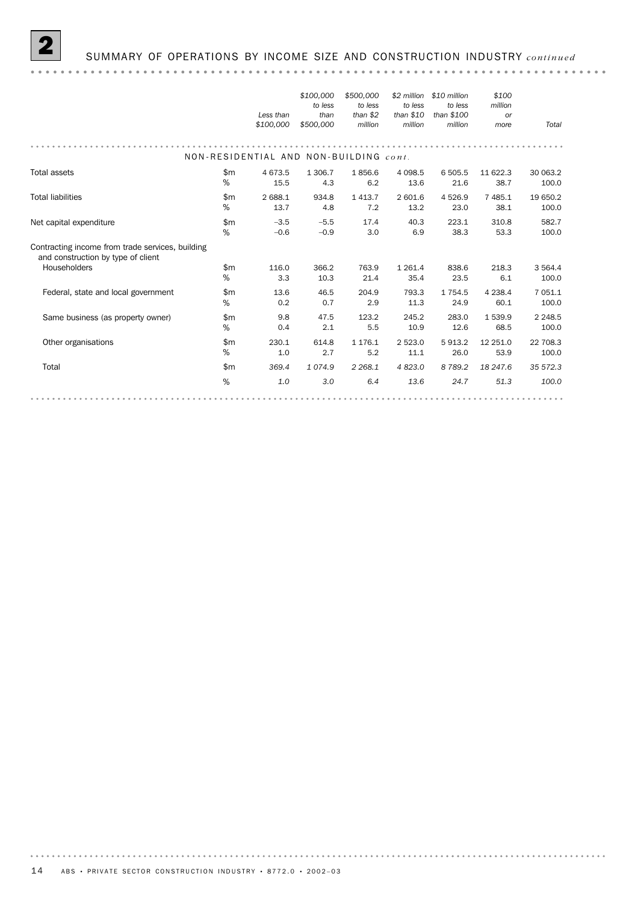## 2 SUMMARY OF OPERATIONS BY INCOME SIZE AND CONSTRUCTION INDUSTRY *continued*

| | | *Less than $100,000* | *$100,000 to less than $500,000* | *$500,000 to less than $2 million* | *$2 million to less than $10 million* | *$10 million to less than $100 million* | *$100 million or more* | *Total* |
|---|---|---|---|---|---|---|---|---|
| NON-RESIDENTIAL AND NON-BUILDING *cont.* | | | | | | | | |
| Total assets | $m | 4 673.5 | 1 306.7 | 1 856.6 | 4 098.5 | 6 505.5 | 11 622.3 | 30 063.2 |
| | % | 15.5 | 4.3 | 6.2 | 13.6 | 21.6 | 38.7 | 100.0 |
| Total liabilities | $m | 2 688.1 | 934.8 | 1 413.7 | 2 601.6 | 4 526.9 | 7 485.1 | 19 650.2 |
| | % | 13.7 | 4.8 | 7.2 | 13.2 | 23.0 | 38.1 | 100.0 |
| Net capital expenditure | $m | –3.5 | –5.5 | 17.4 | 40.3 | 223.1 | 310.8 | 582.7 |
| | % | –0.6 | –0.9 | 3.0 | 6.9 | 38.3 | 53.3 | 100.0 |
| Contracting income from trade services, building and construction by type of client | | | | | | | | |
| Householders | $m | 116.0 | 366.2 | 763.9 | 1 261.4 | 838.6 | 218.3 | 3 564.4 |
| | % | 3.3 | 10.3 | 21.4 | 35.4 | 23.5 | 6.1 | 100.0 |
| Federal, state and local government | $m | 13.6 | 46.5 | 204.9 | 793.3 | 1 754.5 | 4 238.4 | 7 051.1 |
| | % | 0.2 | 0.7 | 2.9 | 11.3 | 24.9 | 60.1 | 100.0 |
| Same business (as property owner) | $m | 9.8 | 47.5 | 123.2 | 245.2 | 283.0 | 1 539.9 | 2 248.5 |
| | % | 0.4 | 2.1 | 5.5 | 10.9 | 12.6 | 68.5 | 100.0 |
| Other organisations | $m | 230.1 | 614.8 | 1 176.1 | 2 523.0 | 5 913.2 | 12 251.0 | 22 708.3 |
| | % | 1.0 | 2.7 | 5.2 | 11.1 | 26.0 | 53.9 | 100.0 |
| Total | $m | *369.4* | *1 074.9* | *2 268.1* | *4 823.0* | *8 789.2* | *18 247.6* | *35 572.3* |
| | % | *1.0* | *3.0* | *6.4* | *13.6* | *24.7* | *51.3* | *100.0* |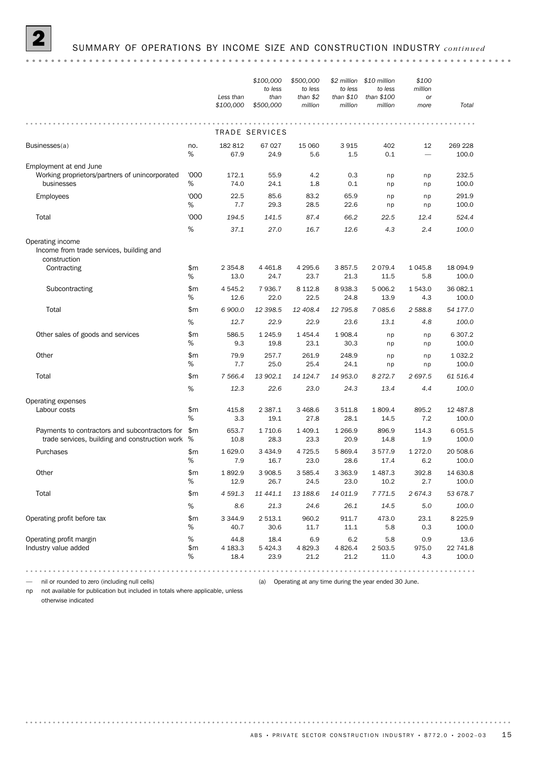## 2 SUMMARY OF OPERATIONS BY INCOME SIZE AND CONSTRUCTION INDUSTRY *continued*

| | | *Less than $100,000* | *$100,000 to less than $500,000* | *$500,000 to less than $2 million* | *$2 million to less than $10 million* | *$10 million to less than $100 million* | *$100 million or more* | *Total* |
|---|---|---|---|---|---|---|---|---|
| | | | TRADE SERVICES | | | | | |
| Businesses(a) | no. | 182 812 | 67 027 | 15 060 | 3 915 | 402 | 12 | 269 228 |
| | % | 67.9 | 24.9 | 5.6 | 1.5 | 0.1 | — | 100.0 |
| Employment at end June | | | | | | | | |
| Working proprietors/partners of unincorporated businesses | '000 | 172.1 | 55.9 | 4.2 | 0.3 | np | np | 232.5 |
| | % | 74.0 | 24.1 | 1.8 | 0.1 | np | np | 100.0 |
| Employees | '000 | 22.5 | 85.6 | 83.2 | 65.9 | np | np | 291.9 |
| | % | 7.7 | 29.3 | 28.5 | 22.6 | np | np | 100.0 |
| Total | '000 | *194.5* | *141.5* | *87.4* | *66.2* | *22.5* | *12.4* | *524.4* |
| | % | *37.1* | *27.0* | *16.7* | *12.6* | *4.3* | *2.4* | *100.0* |
| Operating income | | | | | | | | |
| Income from trade services, building and construction | | | | | | | | |
| Contracting | $m | 2 354.8 | 4 461.8 | 4 295.6 | 3 857.5 | 2 079.4 | 1 045.8 | 18 094.9 |
| | % | 13.0 | 24.7 | 23.7 | 21.3 | 11.5 | 5.8 | 100.0 |
| Subcontracting | $m | 4 545.2 | 7 936.7 | 8 112.8 | 8 938.3 | 5 006.2 | 1 543.0 | 36 082.1 |
| | % | 12.6 | 22.0 | 22.5 | 24.8 | 13.9 | 4.3 | 100.0 |
| Total | $m | *6 900.0* | *12 398.5* | *12 408.4* | *12 795.8* | *7 085.6* | *2 588.8* | *54 177.0* |
| | % | *12.7* | *22.9* | *22.9* | *23.6* | *13.1* | *4.8* | *100.0* |
| Other sales of goods and services | $m | 586.5 | 1 245.9 | 1 454.4 | 1 908.4 | np | np | 6 307.2 |
| | % | 9.3 | 19.8 | 23.1 | 30.3 | np | np | 100.0 |
| Other | $m | 79.9 | 257.7 | 261.9 | 248.9 | np | np | 1 032.2 |
| | % | 7.7 | 25.0 | 25.4 | 24.1 | np | np | 100.0 |
| Total | $m | *7 566.4* | *13 902.1* | *14 124.7* | *14 953.0* | *8 272.7* | *2 697.5* | *61 516.4* |
| | % | *12.3* | *22.6* | *23.0* | *24.3* | *13.4* | *4.4* | *100.0* |
| Operating expenses | | | | | | | | |
| Labour costs | $m | 415.8 | 2 387.1 | 3 468.6 | 3 511.8 | 1 809.4 | 895.2 | 12 487.8 |
| | % | 3.3 | 19.1 | 27.8 | 28.1 | 14.5 | 7.2 | 100.0 |
| Payments to contractors and subcontractors for trade services, building and construction work | $m | 653.7 | 1 710.6 | 1 409.1 | 1 266.9 | 896.9 | 114.3 | 6 051.5 |
| | % | 10.8 | 28.3 | 23.3 | 20.9 | 14.8 | 1.9 | 100.0 |
| Purchases | $m | 1 629.0 | 3 434.9 | 4 725.5 | 5 869.4 | 3 577.9 | 1 272.0 | 20 508.6 |
| | % | 7.9 | 16.7 | 23.0 | 28.6 | 17.4 | 6.2 | 100.0 |
| Other | $m | 1 892.9 | 3 908.5 | 3 585.4 | 3 363.9 | 1 487.3 | 392.8 | 14 630.8 |
| | % | 12.9 | 26.7 | 24.5 | 23.0 | 10.2 | 2.7 | 100.0 |
| Total | $m | *4 591.3* | *11 441.1* | *13 188.6* | *14 011.9* | *7 771.5* | *2 674.3* | *53 678.7* |
| | % | *8.6* | *21.3* | *24.6* | *26.1* | *14.5* | *5.0* | *100.0* |
| Operating profit before tax | $m | 3 344.9 | 2 513.1 | 960.2 | 911.7 | 473.0 | 23.1 | 8 225.9 |
| | % | 40.7 | 30.6 | 11.7 | 11.1 | 5.8 | 0.3 | 100.0 |
| Operating profit margin | % | 44.8 | 18.4 | 6.9 | 6.2 | 5.8 | 0.9 | 13.6 |
| Industry value added | $m | 4 183.3 | 5 424.3 | 4 829.3 | 4 826.4 | 2 503.5 | 975.0 | 22 741.8 |
| | % | 18.4 | 23.9 | 21.2 | 21.2 | 11.0 | 4.3 | 100.0 |

— nil or rounded to zero (including null cells)

np not available for publication but included in totals where applicable, unless otherwise indicated

(a) Operating at any time during the year ended 30 June.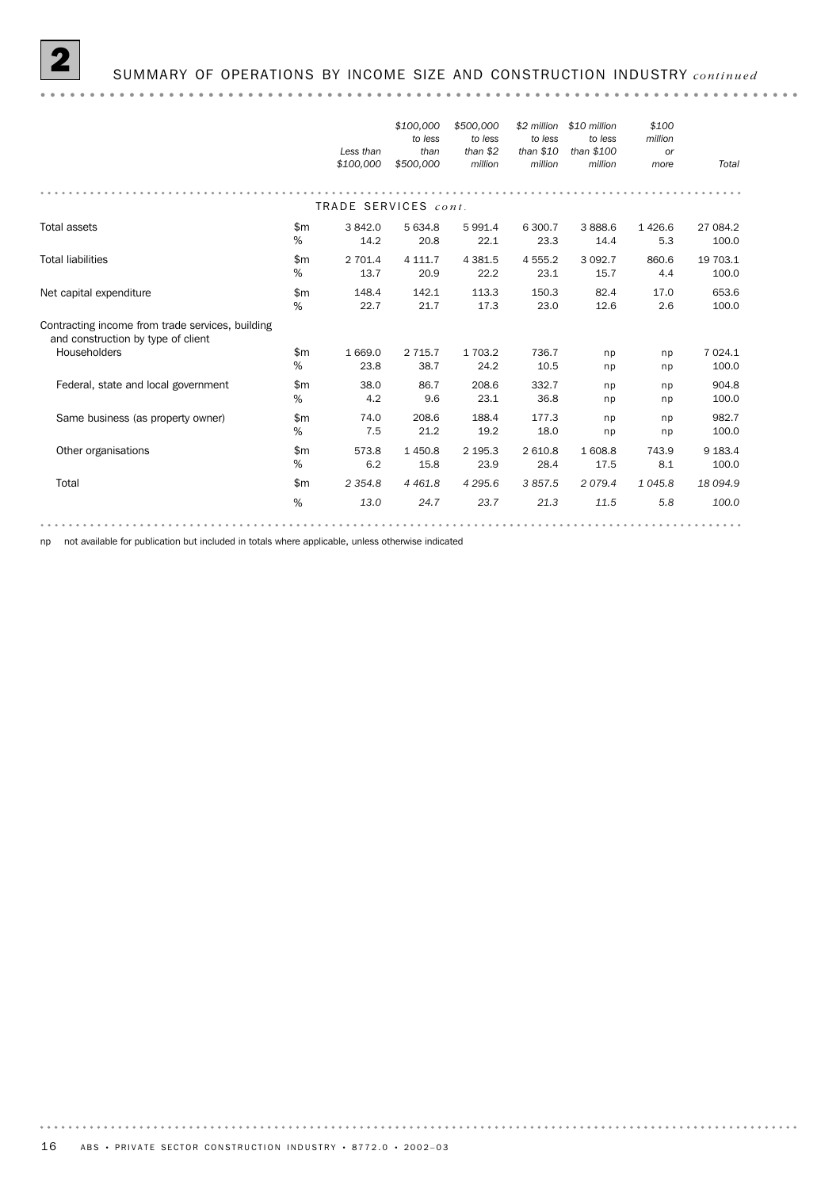## 2 SUMMARY OF OPERATIONS BY INCOME SIZE AND CONSTRUCTION INDUSTRY *continued*

| | | Less than $100,000 | $100,000 to less than $500,000 | $500,000 to less than $2 million | $2 million to less than $10 million | $10 million to less than $100 million | $100 million or more | Total |
|---|---|---|---|---|---|---|---|---|
| TRADE SERVICES *cont.* | | | | | | | | |
| Total assets | $m | 3 842.0 | 5 634.8 | 5 991.4 | 6 300.7 | 3 888.6 | 1 426.6 | 27 084.2 |
| | % | 14.2 | 20.8 | 22.1 | 23.3 | 14.4 | 5.3 | 100.0 |
| Total liabilities | $m | 2 701.4 | 4 111.7 | 4 381.5 | 4 555.2 | 3 092.7 | 860.6 | 19 703.1 |
| | % | 13.7 | 20.9 | 22.2 | 23.1 | 15.7 | 4.4 | 100.0 |
| Net capital expenditure | $m | 148.4 | 142.1 | 113.3 | 150.3 | 82.4 | 17.0 | 653.6 |
| | % | 22.7 | 21.7 | 17.3 | 23.0 | 12.6 | 2.6 | 100.0 |
| Contracting income from trade services, building and construction by type of client | | | | | | | | |
| Householders | $m | 1 669.0 | 2 715.7 | 1 703.2 | 736.7 | np | np | 7 024.1 |
| | % | 23.8 | 38.7 | 24.2 | 10.5 | np | np | 100.0 |
| Federal, state and local government | $m | 38.0 | 86.7 | 208.6 | 332.7 | np | np | 904.8 |
| | % | 4.2 | 9.6 | 23.1 | 36.8 | np | np | 100.0 |
| Same business (as property owner) | $m | 74.0 | 208.6 | 188.4 | 177.3 | np | np | 982.7 |
| | % | 7.5 | 21.2 | 19.2 | 18.0 | np | np | 100.0 |
| Other organisations | $m | 573.8 | 1 450.8 | 2 195.3 | 2 610.8 | 1 608.8 | 743.9 | 9 183.4 |
| | % | 6.2 | 15.8 | 23.9 | 28.4 | 17.5 | 8.1 | 100.0 |
| Total | $m | *2 354.8* | *4 461.8* | *4 295.6* | *3 857.5* | *2 079.4* | *1 045.8* | *18 094.9* |
| | % | *13.0* | *24.7* | *23.7* | *21.3* | *11.5* | *5.8* | *100.0* |

np not available for publication but included in totals where applicable, unless otherwise indicated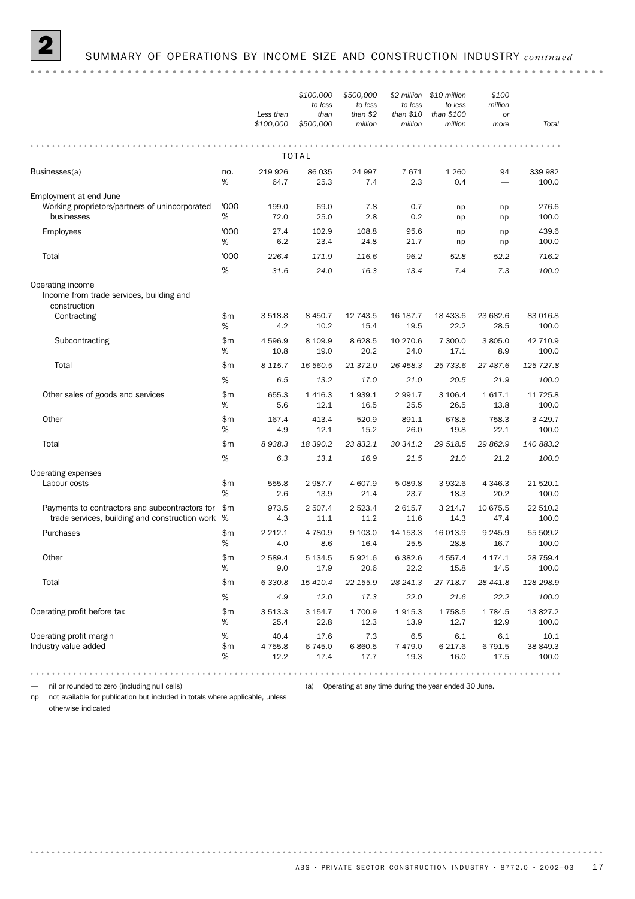# 2 SUMMARY OF OPERATIONS BY INCOME SIZE AND CONSTRUCTION INDUSTRY *continued*

| | | Less than $100,000 | $100,000 to less than $500,000 | $500,000 to less than $2 million | $2 million to less than $10 million | $10 million to less than $100 million | $100 million or more | Total |
|---|---|---|---|---|---|---|---|---|
| **TOTAL** | | | | | | | | |
| Businesses(a) | no. | 219 926 | 86 035 | 24 997 | 7 671 | 1 260 | 94 | 339 982 |
| | % | 64.7 | 25.3 | 7.4 | 2.3 | 0.4 | — | 100.0 |
| Employment at end June | | | | | | | | |
| Working proprietors/partners of unincorporated businesses | '000 | 199.0 | 69.0 | 7.8 | 0.7 | np | np | 276.6 |
| | % | 72.0 | 25.0 | 2.8 | 0.2 | np | np | 100.0 |
| Employees | '000 | 27.4 | 102.9 | 108.8 | 95.6 | np | np | 439.6 |
| | % | 6.2 | 23.4 | 24.8 | 21.7 | np | np | 100.0 |
| Total | '000 | *226.4* | *171.9* | *116.6* | *96.2* | *52.8* | *52.2* | *716.2* |
| | % | *31.6* | *24.0* | *16.3* | *13.4* | *7.4* | *7.3* | *100.0* |
| Operating income | | | | | | | | |
| Income from trade services, building and construction | | | | | | | | |
| Contracting | $m | 3 518.8 | 8 450.7 | 12 743.5 | 16 187.7 | 18 433.6 | 23 682.6 | 83 016.8 |
| | % | 4.2 | 10.2 | 15.4 | 19.5 | 22.2 | 28.5 | 100.0 |
| Subcontracting | $m | 4 596.9 | 8 109.9 | 8 628.5 | 10 270.6 | 7 300.0 | 3 805.0 | 42 710.9 |
| | % | 10.8 | 19.0 | 20.2 | 24.0 | 17.1 | 8.9 | 100.0 |
| Total | $m | *8 115.7* | *16 560.5* | *21 372.0* | *26 458.3* | *25 733.6* | *27 487.6* | *125 727.8* |
| | % | *6.5* | *13.2* | *17.0* | *21.0* | *20.5* | *21.9* | *100.0* |
| Other sales of goods and services | $m | 655.3 | 1 416.3 | 1 939.1 | 2 991.7 | 3 106.4 | 1 617.1 | 11 725.8 |
| | % | 5.6 | 12.1 | 16.5 | 25.5 | 26.5 | 13.8 | 100.0 |
| Other | $m | 167.4 | 413.4 | 520.9 | 891.1 | 678.5 | 758.3 | 3 429.7 |
| | % | 4.9 | 12.1 | 15.2 | 26.0 | 19.8 | 22.1 | 100.0 |
| Total | $m | *8 938.3* | *18 390.2* | *23 832.1* | *30 341.2* | *29 518.5* | *29 862.9* | *140 883.2* |
| | % | *6.3* | *13.1* | *16.9* | *21.5* | *21.0* | *21.2* | *100.0* |
| Operating expenses | | | | | | | | |
| Labour costs | $m | 555.8 | 2 987.7 | 4 607.9 | 5 089.8 | 3 932.6 | 4 346.3 | 21 520.1 |
| | % | 2.6 | 13.9 | 21.4 | 23.7 | 18.3 | 20.2 | 100.0 |
| Payments to contractors and subcontractors for trade services, building and construction work | $m | 973.5 | 2 507.4 | 2 523.4 | 2 615.7 | 3 214.7 | 10 675.5 | 22 510.2 |
| | % | 4.3 | 11.1 | 11.2 | 11.6 | 14.3 | 47.4 | 100.0 |
| Purchases | $m | 2 212.1 | 4 780.9 | 9 103.0 | 14 153.3 | 16 013.9 | 9 245.9 | 55 509.2 |
| | % | 4.0 | 8.6 | 16.4 | 25.5 | 28.8 | 16.7 | 100.0 |
| Other | $m | 2 589.4 | 5 134.5 | 5 921.6 | 6 382.6 | 4 557.4 | 4 174.1 | 28 759.4 |
| | % | 9.0 | 17.9 | 20.6 | 22.2 | 15.8 | 14.5 | 100.0 |
| Total | $m | *6 330.8* | *15 410.4* | *22 155.9* | *28 241.3* | *27 718.7* | *28 441.8* | *128 298.9* |
| | % | *4.9* | *12.0* | *17.3* | *22.0* | *21.6* | *22.2* | *100.0* |
| Operating profit before tax | $m | 3 513.3 | 3 154.7 | 1 700.9 | 1 915.3 | 1 758.5 | 1 784.5 | 13 827.2 |
| | % | 25.4 | 22.8 | 12.3 | 13.9 | 12.7 | 12.9 | 100.0 |
| Operating profit margin | % | 40.4 | 17.6 | 7.3 | 6.5 | 6.1 | 6.1 | 10.1 |
| Industry value added | $m | 4 755.8 | 6 745.0 | 6 860.5 | 7 479.0 | 6 217.6 | 6 791.5 | 38 849.3 |
| | % | 12.2 | 17.4 | 17.7 | 19.3 | 16.0 | 17.5 | 100.0 |

— nil or rounded to zero (including null cells)

np not available for publication but included in totals where applicable, unless otherwise indicated

(a) Operating at any time during the year ended 30 June.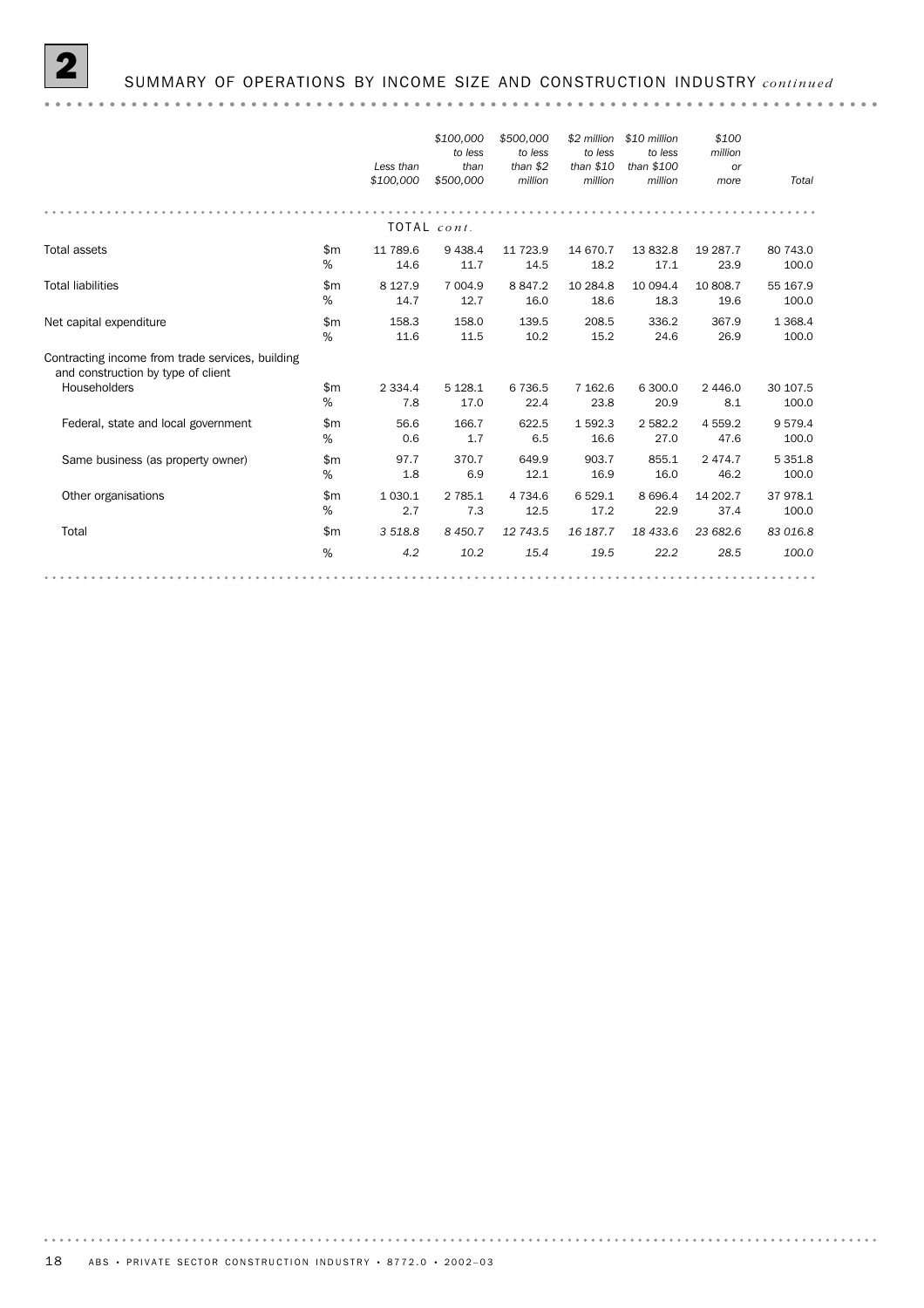## 2 SUMMARY OF OPERATIONS BY INCOME SIZE AND CONSTRUCTION INDUSTRY *continued*

| | | Less than $100,000 | $100,000 to less than $500,000 | $500,000 to less than $2 million | $2 million to less than $10 million | $10 million to less than $100 million | $100 million or more | Total |
|---|---|---|---|---|---|---|---|---|
| | | TOTAL *cont.* | | | | | | |
| Total assets | $m | 11 789.6 | 9 438.4 | 11 723.9 | 14 670.7 | 13 832.8 | 19 287.7 | 80 743.0 |
| | % | 14.6 | 11.7 | 14.5 | 18.2 | 17.1 | 23.9 | 100.0 |
| Total liabilities | $m | 8 127.9 | 7 004.9 | 8 847.2 | 10 284.8 | 10 094.4 | 10 808.7 | 55 167.9 |
| | % | 14.7 | 12.7 | 16.0 | 18.6 | 18.3 | 19.6 | 100.0 |
| Net capital expenditure | $m | 158.3 | 158.0 | 139.5 | 208.5 | 336.2 | 367.9 | 1 368.4 |
| | % | 11.6 | 11.5 | 10.2 | 15.2 | 24.6 | 26.9 | 100.0 |
| Contracting income from trade services, building and construction by type of client | | | | | | | | |
| Householders | $m | 2 334.4 | 5 128.1 | 6 736.5 | 7 162.6 | 6 300.0 | 2 446.0 | 30 107.5 |
| | % | 7.8 | 17.0 | 22.4 | 23.8 | 20.9 | 8.1 | 100.0 |
| Federal, state and local government | $m | 56.6 | 166.7 | 622.5 | 1 592.3 | 2 582.2 | 4 559.2 | 9 579.4 |
| | % | 0.6 | 1.7 | 6.5 | 16.6 | 27.0 | 47.6 | 100.0 |
| Same business (as property owner) | $m | 97.7 | 370.7 | 649.9 | 903.7 | 855.1 | 2 474.7 | 5 351.8 |
| | % | 1.8 | 6.9 | 12.1 | 16.9 | 16.0 | 46.2 | 100.0 |
| Other organisations | $m | 1 030.1 | 2 785.1 | 4 734.6 | 6 529.1 | 8 696.4 | 14 202.7 | 37 978.1 |
| | % | 2.7 | 7.3 | 12.5 | 17.2 | 22.9 | 37.4 | 100.0 |
| Total | $m | *3 518.8* | *8 450.7* | *12 743.5* | *16 187.7* | *18 433.6* | *23 682.6* | *83 016.8* |
| | % | *4.2* | *10.2* | *15.4* | *19.5* | *22.2* | *28.5* | *100.0* |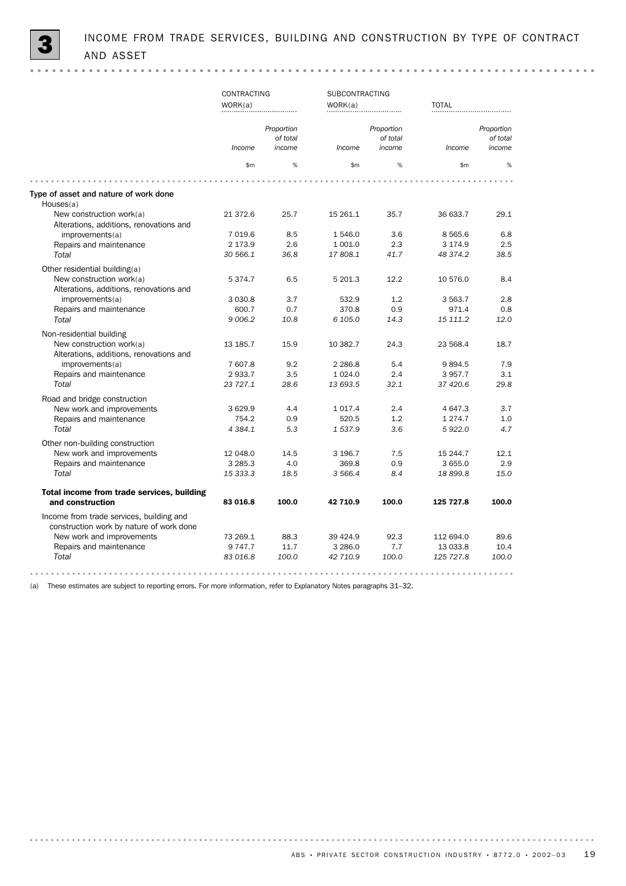# 3 INCOME FROM TRADE SERVICES, BUILDING AND CONSTRUCTION BY TYPE OF CONTRACT AND ASSET

| | CONTRACTING WORK(a) | | SUBCONTRACTING WORK(a) | | TOTAL | |
|---|---|---|---|---|---|---|
| | *Income* | *Proportion of total income* | *Income* | *Proportion of total income* | *Income* | *Proportion of total income* |
| | $m | % | $m | % | $m | % |
| **Type of asset and nature of work done** | | | | | | |
| Houses(a) | | | | | | |
| New construction work(a) | 21 372.6 | 25.7 | 15 261.1 | 35.7 | 36 633.7 | 29.1 |
| Alterations, additions, renovations and improvements(a) | 7 019.6 | 8.5 | 1 546.0 | 3.6 | 8 565.6 | 6.8 |
| Repairs and maintenance | 2 173.9 | 2.6 | 1 001.0 | 2.3 | 3 174.9 | 2.5 |
| *Total* | *30 566.1* | *36.8* | *17 808.1* | *41.7* | *48 374.2* | *38.5* |
| Other residential building(a) | | | | | | |
| New construction work(a) | 5 374.7 | 6.5 | 5 201.3 | 12.2 | 10 576.0 | 8.4 |
| Alterations, additions, renovations and improvements(a) | 3 030.8 | 3.7 | 532.9 | 1.2 | 3 563.7 | 2.8 |
| Repairs and maintenance | 600.7 | 0.7 | 370.8 | 0.9 | 971.4 | 0.8 |
| *Total* | *9 006.2* | *10.8* | *6 105.0* | *14.3* | *15 111.2* | *12.0* |
| Non-residential building | | | | | | |
| New construction work(a) | 13 185.7 | 15.9 | 10 382.7 | 24.3 | 23 568.4 | 18.7 |
| Alterations, additions, renovations and improvements(a) | 7 607.8 | 9.2 | 2 286.8 | 5.4 | 9 894.5 | 7.9 |
| Repairs and maintenance | 2 933.7 | 3.5 | 1 024.0 | 2.4 | 3 957.7 | 3.1 |
| *Total* | *23 727.1* | *28.6* | *13 693.5* | *32.1* | *37 420.6* | *29.8* |
| Road and bridge construction | | | | | | |
| New work and improvements | 3 629.9 | 4.4 | 1 017.4 | 2.4 | 4 647.3 | 3.7 |
| Repairs and maintenance | 754.2 | 0.9 | 520.5 | 1.2 | 1 274.7 | 1.0 |
| *Total* | *4 384.1* | *5.3* | *1 537.9* | *3.6* | *5 922.0* | *4.7* |
| Other non-building construction | | | | | | |
| New work and improvements | 12 048.0 | 14.5 | 3 196.7 | 7.5 | 15 244.7 | 12.1 |
| Repairs and maintenance | 3 285.3 | 4.0 | 369.8 | 0.9 | 3 655.0 | 2.9 |
| *Total* | *15 333.3* | *18.5* | *3 566.4* | *8.4* | *18 899.8* | *15.0* |
| **Total income from trade services, building and construction** | **83 016.8** | **100.0** | **42 710.9** | **100.0** | **125 727.8** | **100.0** |
| Income from trade services, building and construction work by nature of work done | | | | | | |
| New work and improvements | 73 269.1 | 88.3 | 39 424.9 | 92.3 | 112 694.0 | 89.6 |
| Repairs and maintenance | 9 747.7 | 11.7 | 3 286.0 | 7.7 | 13 033.8 | 10.4 |
| *Total* | *83 016.8* | *100.0* | *42 710.9* | *100.0* | *125 727.8* | *100.0* |

(a) These estimates are subject to reporting errors. For more information, refer to Explanatory Notes paragraphs 31–32.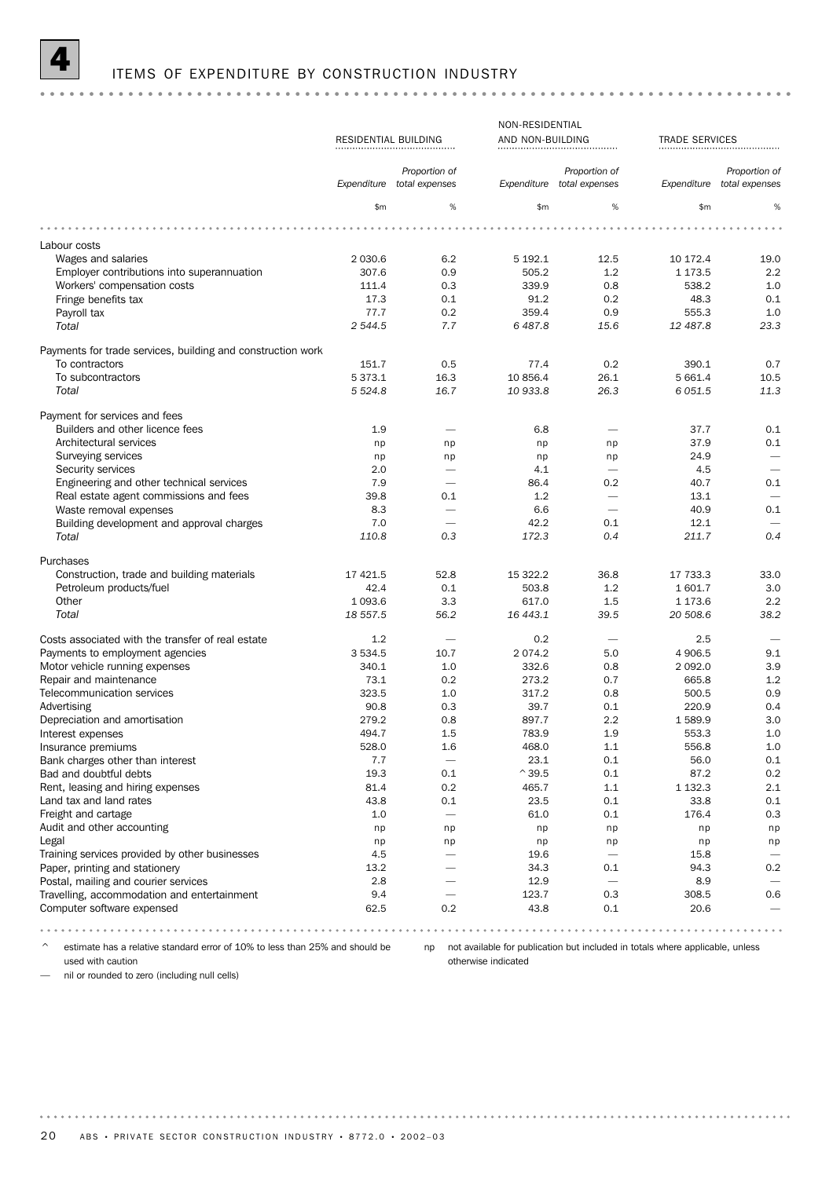# 4 ITEMS OF EXPENDITURE BY CONSTRUCTION INDUSTRY

| | RESIDENTIAL BUILDING | | NON-RESIDENTIAL AND NON-BUILDING | | TRADE SERVICES | |
|---|---|---|---|---|---|---|
| | *Expenditure* | *Proportion of total expenses* | *Expenditure* | *Proportion of total expenses* | *Expenditure* | *Proportion of total expenses* |
| | $m | % | $m | % | $m | % |
| Labour costs | | | | | | |
| Wages and salaries | 2 030.6 | 6.2 | 5 192.1 | 12.5 | 10 172.4 | 19.0 |
| Employer contributions into superannuation | 307.6 | 0.9 | 505.2 | 1.2 | 1 173.5 | 2.2 |
| Workers' compensation costs | 111.4 | 0.3 | 339.9 | 0.8 | 538.2 | 1.0 |
| Fringe benefits tax | 17.3 | 0.1 | 91.2 | 0.2 | 48.3 | 0.1 |
| Payroll tax | 77.7 | 0.2 | 359.4 | 0.9 | 555.3 | 1.0 |
| *Total* | *2 544.5* | *7.7* | *6 487.8* | *15.6* | *12 487.8* | *23.3* |
| Payments for trade services, building and construction work | | | | | | |
| To contractors | 151.7 | 0.5 | 77.4 | 0.2 | 390.1 | 0.7 |
| To subcontractors | 5 373.1 | 16.3 | 10 856.4 | 26.1 | 5 661.4 | 10.5 |
| *Total* | *5 524.8* | *16.7* | *10 933.8* | *26.3* | *6 051.5* | *11.3* |
| Payment for services and fees | | | | | | |
| Builders and other licence fees | 1.9 | — | 6.8 | — | 37.7 | 0.1 |
| Architectural services | np | np | np | np | 37.9 | 0.1 |
| Surveying services | np | np | np | np | 24.9 | — |
| Security services | 2.0 | — | 4.1 | — | 4.5 | — |
| Engineering and other technical services | 7.9 | — | 86.4 | 0.2 | 40.7 | 0.1 |
| Real estate agent commissions and fees | 39.8 | 0.1 | 1.2 | — | 13.1 | — |
| Waste removal expenses | 8.3 | — | 6.6 | — | 40.9 | 0.1 |
| Building development and approval charges | 7.0 | — | 42.2 | 0.1 | 12.1 | — |
| *Total* | *110.8* | *0.3* | *172.3* | *0.4* | *211.7* | *0.4* |
| Purchases | | | | | | |
| Construction, trade and building materials | 17 421.5 | 52.8 | 15 322.2 | 36.8 | 17 733.3 | 33.0 |
| Petroleum products/fuel | 42.4 | 0.1 | 503.8 | 1.2 | 1 601.7 | 3.0 |
| Other | 1 093.6 | 3.3 | 617.0 | 1.5 | 1 173.6 | 2.2 |
| *Total* | *18 557.5* | *56.2* | *16 443.1* | *39.5* | *20 508.6* | *38.2* |
| Costs associated with the transfer of real estate | 1.2 | — | 0.2 | — | 2.5 | — |
| Payments to employment agencies | 3 534.5 | 10.7 | 2 074.2 | 5.0 | 4 906.5 | 9.1 |
| Motor vehicle running expenses | 340.1 | 1.0 | 332.6 | 0.8 | 2 092.0 | 3.9 |
| Repair and maintenance | 73.1 | 0.2 | 273.2 | 0.7 | 665.8 | 1.2 |
| Telecommunication services | 323.5 | 1.0 | 317.2 | 0.8 | 500.5 | 0.9 |
| Advertising | 90.8 | 0.3 | 39.7 | 0.1 | 220.9 | 0.4 |
| Depreciation and amortisation | 279.2 | 0.8 | 897.7 | 2.2 | 1 589.9 | 3.0 |
| Interest expenses | 494.7 | 1.5 | 783.9 | 1.9 | 553.3 | 1.0 |
| Insurance premiums | 528.0 | 1.6 | 468.0 | 1.1 | 556.8 | 1.0 |
| Bank charges other than interest | 7.7 | — | 23.1 | 0.1 | 56.0 | 0.1 |
| Bad and doubtful debts | 19.3 | 0.1 | ^39.5 | 0.1 | 87.2 | 0.2 |
| Rent, leasing and hiring expenses | 81.4 | 0.2 | 465.7 | 1.1 | 1 132.3 | 2.1 |
| Land tax and land rates | 43.8 | 0.1 | 23.5 | 0.1 | 33.8 | 0.1 |
| Freight and cartage | 1.0 | — | 61.0 | 0.1 | 176.4 | 0.3 |
| Audit and other accounting | np | np | np | np | np | np |
| Legal | np | np | np | np | np | np |
| Training services provided by other businesses | 4.5 | — | 19.6 | — | 15.8 | — |
| Paper, printing and stationery | 13.2 | — | 34.3 | 0.1 | 94.3 | 0.2 |
| Postal, mailing and courier services | 2.8 | — | 12.9 | — | 8.9 | — |
| Travelling, accommodation and entertainment | 9.4 | — | 123.7 | 0.3 | 308.5 | 0.6 |
| Computer software expensed | 62.5 | 0.2 | 43.8 | 0.1 | 20.6 | — |

^ estimate has a relative standard error of 10% to less than 25% and should be used with caution

— nil or rounded to zero (including null cells)

np not available for publication but included in totals where applicable, unless otherwise indicated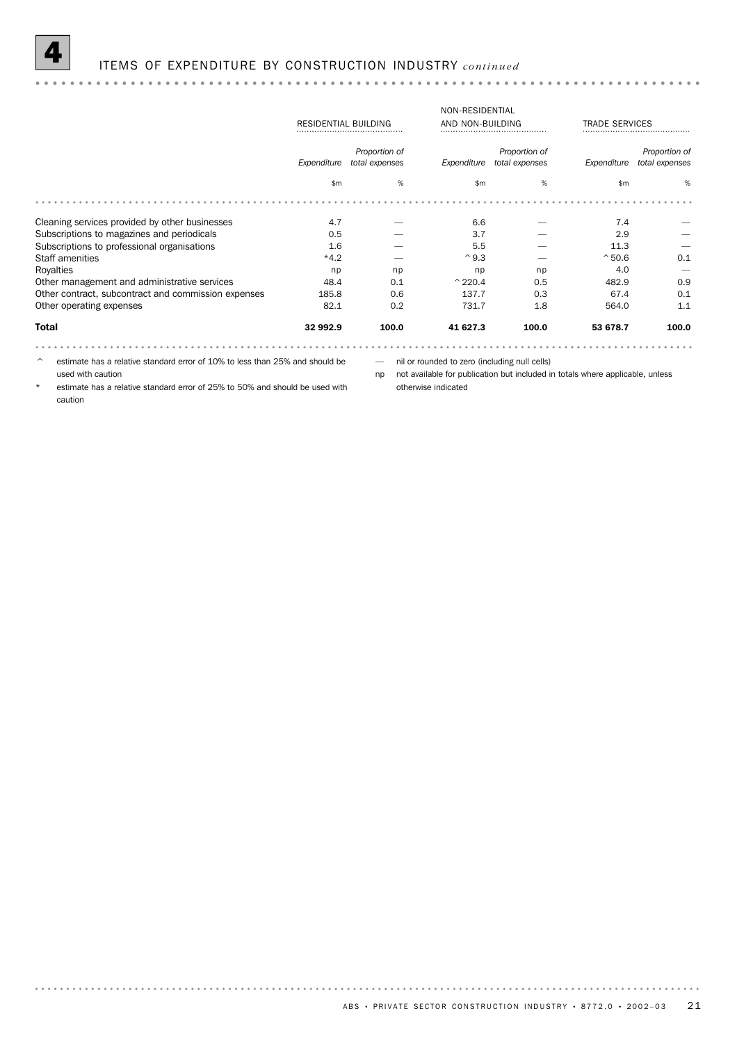## 4 ITEMS OF EXPENDITURE BY CONSTRUCTION INDUSTRY *continued*

| | RESIDENTIAL BUILDING | | NON-RESIDENTIAL AND NON-BUILDING | | TRADE SERVICES | |
|---|---|---|---|---|---|---|
| | *Expenditure* | *Proportion of total expenses* | *Expenditure* | *Proportion of total expenses* | *Expenditure* | *Proportion of total expenses* |
| | $m | % | $m | % | $m | % |
| Cleaning services provided by other businesses | 4.7 | — | 6.6 | — | 7.4 | — |
| Subscriptions to magazines and periodicals | 0.5 | — | 3.7 | — | 2.9 | — |
| Subscriptions to professional organisations | 1.6 | — | 5.5 | — | 11.3 | — |
| Staff amenities | *4.2 | — | ^9.3 | — | ^50.6 | 0.1 |
| Royalties | np | np | np | np | 4.0 | — |
| Other management and administrative services | 48.4 | 0.1 | ^220.4 | 0.5 | 482.9 | 0.9 |
| Other contract, subcontract and commission expenses | 185.8 | 0.6 | 137.7 | 0.3 | 67.4 | 0.1 |
| Other operating expenses | 82.1 | 0.2 | 731.7 | 1.8 | 564.0 | 1.1 |
| **Total** | **32 992.9** | **100.0** | **41 627.3** | **100.0** | **53 678.7** | **100.0** |

^ estimate has a relative standard error of 10% to less than 25% and should be used with caution

\* estimate has a relative standard error of 25% to 50% and should be used with caution

— nil or rounded to zero (including null cells)

np not available for publication but included in totals where applicable, unless otherwise indicated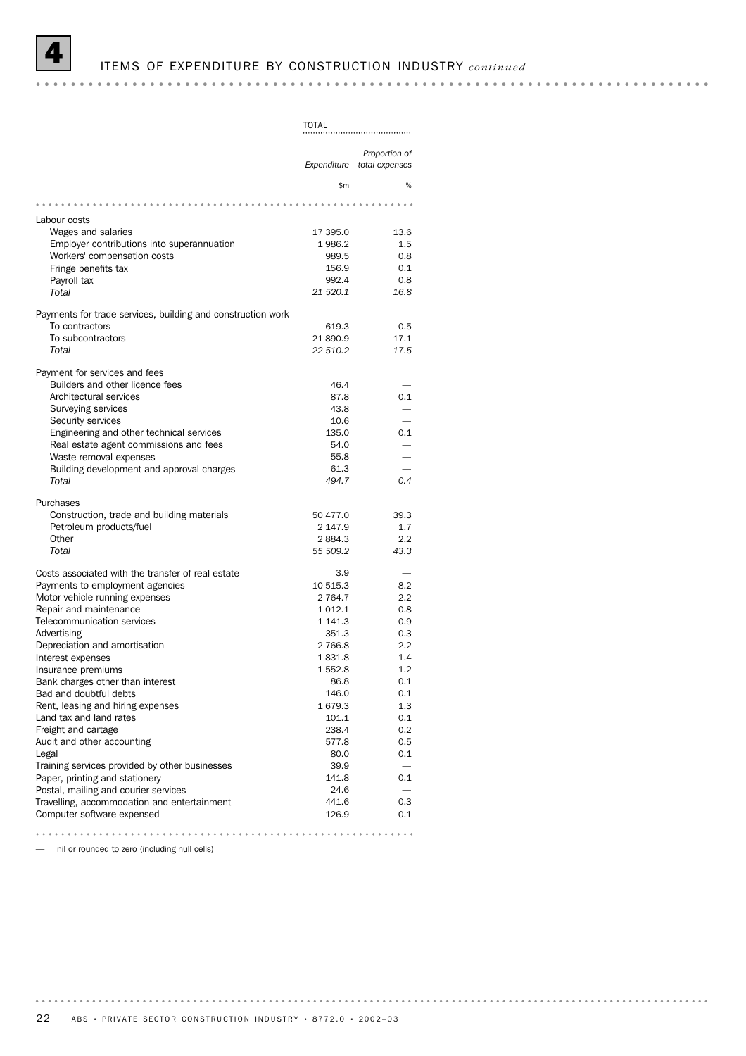# 4 ITEMS OF EXPENDITURE BY CONSTRUCTION INDUSTRY *continued*

| | TOTAL | |
|---|---|---|
| | *Expenditure* | *Proportion of total expenses* |
| | $m | % |
| Labour costs | | |
| Wages and salaries | 17 395.0 | 13.6 |
| Employer contributions into superannuation | 1 986.2 | 1.5 |
| Workers' compensation costs | 989.5 | 0.8 |
| Fringe benefits tax | 156.9 | 0.1 |
| Payroll tax | 992.4 | 0.8 |
| *Total* | *21 520.1* | *16.8* |
| Payments for trade services, building and construction work | | |
| To contractors | 619.3 | 0.5 |
| To subcontractors | 21 890.9 | 17.1 |
| *Total* | *22 510.2* | *17.5* |
| Payment for services and fees | | |
| Builders and other licence fees | 46.4 | — |
| Architectural services | 87.8 | 0.1 |
| Surveying services | 43.8 | — |
| Security services | 10.6 | — |
| Engineering and other technical services | 135.0 | 0.1 |
| Real estate agent commissions and fees | 54.0 | — |
| Waste removal expenses | 55.8 | — |
| Building development and approval charges | 61.3 | — |
| *Total* | *494.7* | *0.4* |
| Purchases | | |
| Construction, trade and building materials | 50 477.0 | 39.3 |
| Petroleum products/fuel | 2 147.9 | 1.7 |
| Other | 2 884.3 | 2.2 |
| *Total* | *55 509.2* | *43.3* |
| Costs associated with the transfer of real estate | 3.9 | — |
| Payments to employment agencies | 10 515.3 | 8.2 |
| Motor vehicle running expenses | 2 764.7 | 2.2 |
| Repair and maintenance | 1 012.1 | 0.8 |
| Telecommunication services | 1 141.3 | 0.9 |
| Advertising | 351.3 | 0.3 |
| Depreciation and amortisation | 2 766.8 | 2.2 |
| Interest expenses | 1 831.8 | 1.4 |
| Insurance premiums | 1 552.8 | 1.2 |
| Bank charges other than interest | 86.8 | 0.1 |
| Bad and doubtful debts | 146.0 | 0.1 |
| Rent, leasing and hiring expenses | 1 679.3 | 1.3 |
| Land tax and land rates | 101.1 | 0.1 |
| Freight and cartage | 238.4 | 0.2 |
| Audit and other accounting | 577.8 | 0.5 |
| Legal | 80.0 | 0.1 |
| Training services provided by other businesses | 39.9 | — |
| Paper, printing and stationery | 141.8 | 0.1 |
| Postal, mailing and courier services | 24.6 | — |
| Travelling, accommodation and entertainment | 441.6 | 0.3 |
| Computer software expensed | 126.9 | 0.1 |

— nil or rounded to zero (including null cells)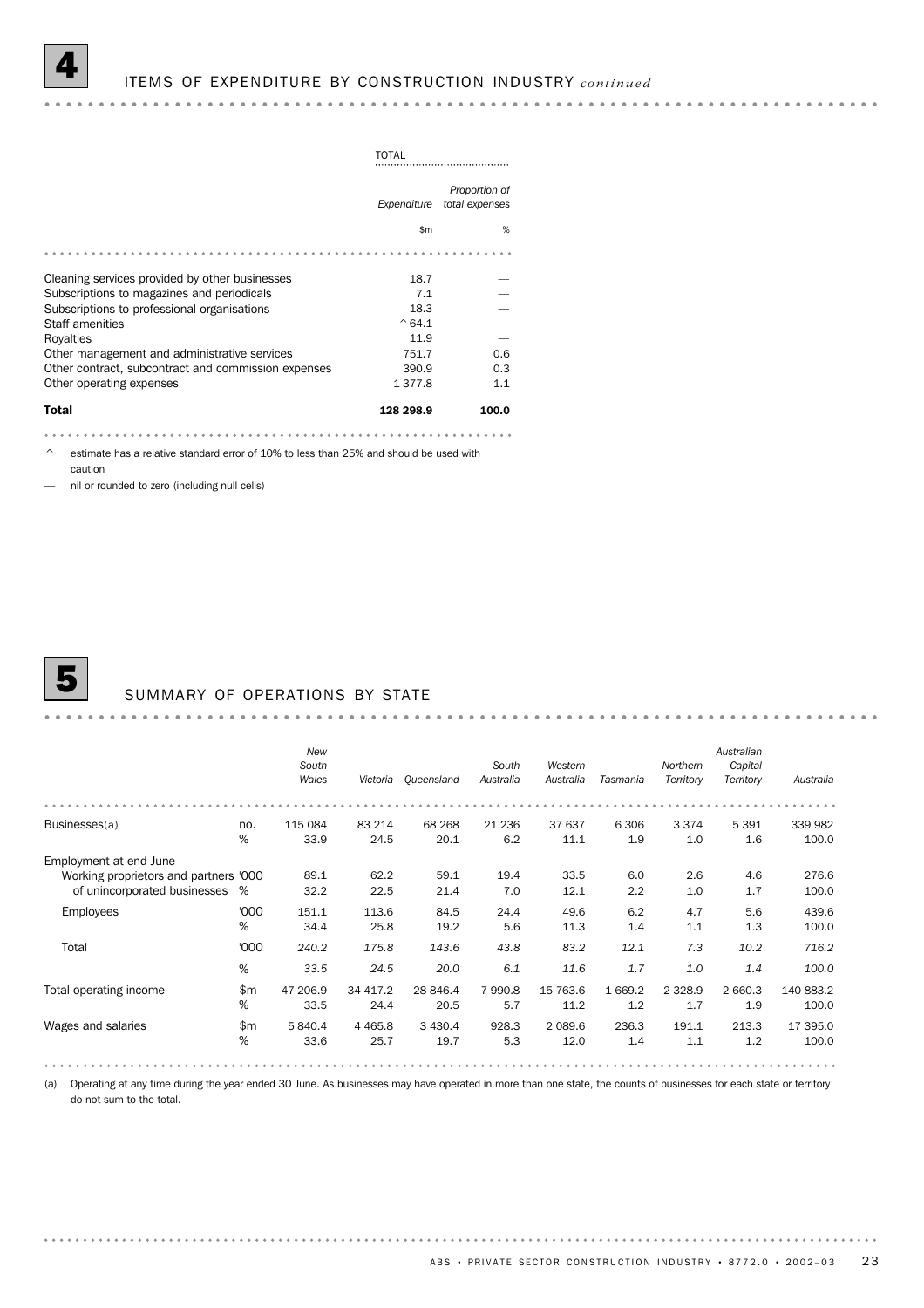## 4 ITEMS OF EXPENDITURE BY CONSTRUCTION INDUSTRY *continued*

| | TOTAL | |
|---|---|---|
| | *Expenditure* | *Proportion of total expenses* |
| | $m | % |
| Cleaning services provided by other businesses | 18.7 | — |
| Subscriptions to magazines and periodicals | 7.1 | — |
| Subscriptions to professional organisations | 18.3 | — |
| Staff amenities | ^64.1 | — |
| Royalties | 11.9 | — |
| Other management and administrative services | 751.7 | 0.6 |
| Other contract, subcontract and commission expenses | 390.9 | 0.3 |
| Other operating expenses | 1 377.8 | 1.1 |
| **Total** | **128 298.9** | **100.0** |

^ estimate has a relative standard error of 10% to less than 25% and should be used with caution

— nil or rounded to zero (including null cells)

## 5 SUMMARY OF OPERATIONS BY STATE

| | | *New South Wales* | *Victoria* | *Queensland* | *South Australia* | *Western Australia* | *Tasmania* | *Northern Territory* | *Australian Capital Territory* | *Australia* |
|---|---|---|---|---|---|---|---|---|---|---|
| Businesses(a) | no. | 115 084 | 83 214 | 68 268 | 21 236 | 37 637 | 6 306 | 3 374 | 5 391 | 339 982 |
| | % | 33.9 | 24.5 | 20.1 | 6.2 | 11.1 | 1.9 | 1.0 | 1.6 | 100.0 |
| Employment at end June | | | | | | | | | | |
| Working proprietors and partners of unincorporated businesses | '000 | 89.1 | 62.2 | 59.1 | 19.4 | 33.5 | 6.0 | 2.6 | 4.6 | 276.6 |
| | % | 32.2 | 22.5 | 21.4 | 7.0 | 12.1 | 2.2 | 1.0 | 1.7 | 100.0 |
| Employees | '000 | 151.1 | 113.6 | 84.5 | 24.4 | 49.6 | 6.2 | 4.7 | 5.6 | 439.6 |
| | % | 34.4 | 25.8 | 19.2 | 5.6 | 11.3 | 1.4 | 1.1 | 1.3 | 100.0 |
| Total | '000 | *240.2* | *175.8* | *143.6* | *43.8* | *83.2* | *12.1* | *7.3* | *10.2* | *716.2* |
| | % | *33.5* | *24.5* | *20.0* | *6.1* | *11.6* | *1.7* | *1.0* | *1.4* | *100.0* |
| Total operating income | $m | 47 206.9 | 34 417.2 | 28 846.4 | 7 990.8 | 15 763.6 | 1 669.2 | 2 328.9 | 2 660.3 | 140 883.2 |
| | % | 33.5 | 24.4 | 20.5 | 5.7 | 11.2 | 1.2 | 1.7 | 1.9 | 100.0 |
| Wages and salaries | $m | 5 840.4 | 4 465.8 | 3 430.4 | 928.3 | 2 089.6 | 236.3 | 191.1 | 213.3 | 17 395.0 |
| | % | 33.6 | 25.7 | 19.7 | 5.3 | 12.0 | 1.4 | 1.1 | 1.2 | 100.0 |

(a) Operating at any time during the year ended 30 June. As businesses may have operated in more than one state, the counts of businesses for each state or territory do not sum to the total.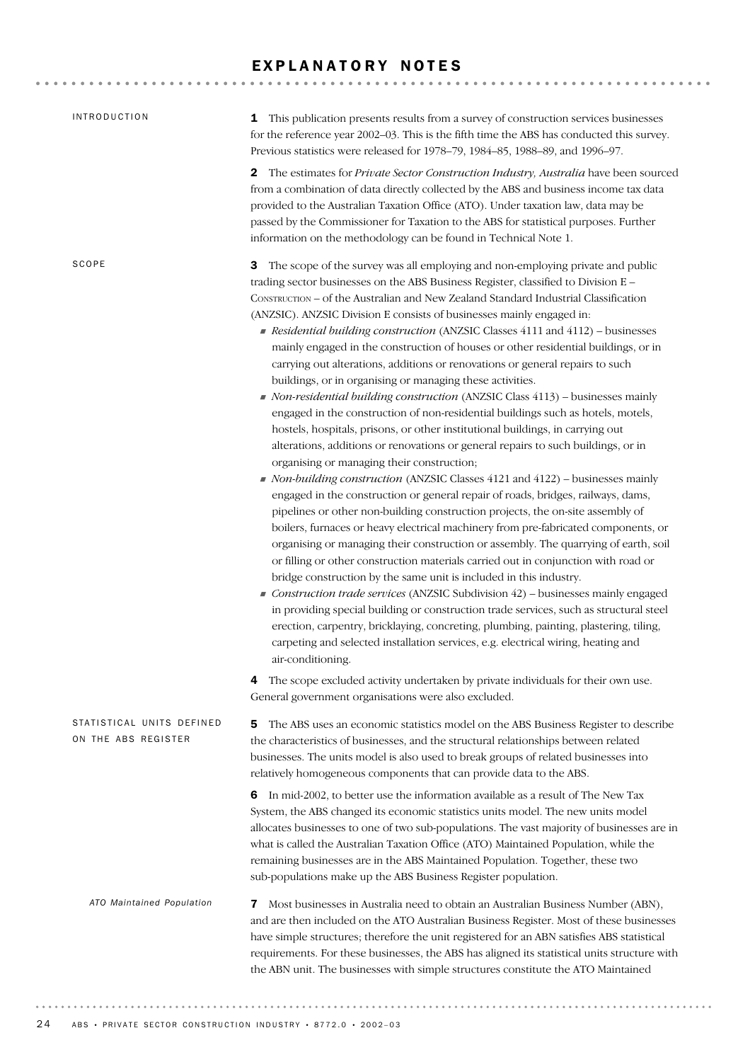# EXPLANATORY NOTES

## INTRODUCTION

**1** This publication presents results from a survey of construction services businesses for the reference year 2002–03. This is the fifth time the ABS has conducted this survey. Previous statistics were released for 1978–79, 1984–85, 1988–89, and 1996–97.

**2** The estimates for *Private Sector Construction Industry, Australia* have been sourced from a combination of data directly collected by the ABS and business income tax data provided to the Australian Taxation Office (ATO). Under taxation law, data may be passed by the Commissioner for Taxation to the ABS for statistical purposes. Further information on the methodology can be found in Technical Note 1.

## SCOPE

**3** The scope of the survey was all employing and non-employing private and public trading sector businesses on the ABS Business Register, classified to Division E – CONSTRUCTION – of the Australian and New Zealand Standard Industrial Classification (ANZSIC). ANZSIC Division E consists of businesses mainly engaged in:

- *Residential building construction* (ANZSIC Classes 4111 and 4112) – businesses mainly engaged in the construction of houses or other residential buildings, or in carrying out alterations, additions or renovations or general repairs to such buildings, or in organising or managing these activities.
- *Non-residential building construction* (ANZSIC Class 4113) – businesses mainly engaged in the construction of non-residential buildings such as hotels, motels, hostels, hospitals, prisons, or other institutional buildings, in carrying out alterations, additions or renovations or general repairs to such buildings, or in organising or managing their construction;
- *Non-building construction* (ANZSIC Classes 4121 and 4122) – businesses mainly engaged in the construction or general repair of roads, bridges, railways, dams, pipelines or other non-building construction projects, the on-site assembly of boilers, furnaces or heavy electrical machinery from pre-fabricated components, or organising or managing their construction or assembly. The quarrying of earth, soil or filling or other construction materials carried out in conjunction with road or bridge construction by the same unit is included in this industry.
- *Construction trade services* (ANZSIC Subdivision 42) – businesses mainly engaged in providing special building or construction trade services, such as structural steel erection, carpentry, bricklaying, concreting, plumbing, painting, plastering, tiling, carpeting and selected installation services, e.g. electrical wiring, heating and air-conditioning.

**4** The scope excluded activity undertaken by private individuals for their own use. General government organisations were also excluded.

## STATISTICAL UNITS DEFINED ON THE ABS REGISTER

**5** The ABS uses an economic statistics model on the ABS Business Register to describe the characteristics of businesses, and the structural relationships between related businesses. The units model is also used to break groups of related businesses into relatively homogeneous components that can provide data to the ABS.

**6** In mid-2002, to better use the information available as a result of The New Tax System, the ABS changed its economic statistics units model. The new units model allocates businesses to one of two sub-populations. The vast majority of businesses are in what is called the Australian Taxation Office (ATO) Maintained Population, while the remaining businesses are in the ABS Maintained Population. Together, these two sub-populations make up the ABS Business Register population.

### *ATO Maintained Population*

**7** Most businesses in Australia need to obtain an Australian Business Number (ABN), and are then included on the ATO Australian Business Register. Most of these businesses have simple structures; therefore the unit registered for an ABN satisfies ABS statistical requirements. For these businesses, the ABS has aligned its statistical units structure with the ABN unit. The businesses with simple structures constitute the ATO Maintained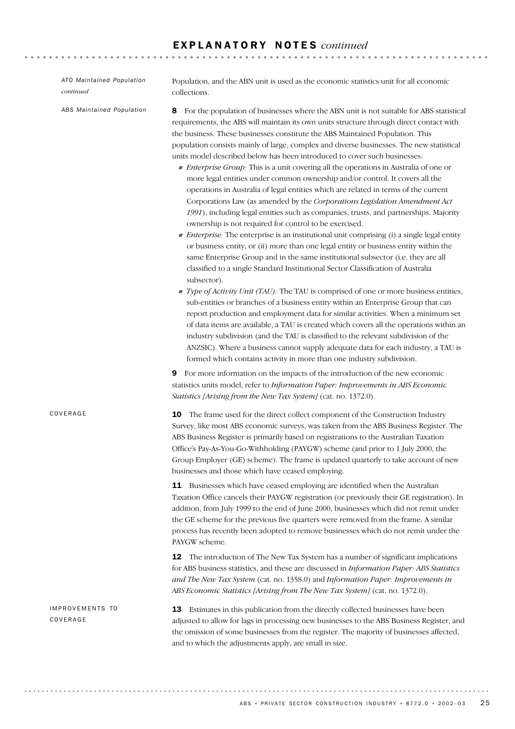# EXPLANATORY NOTES *continued*

*ATO Maintained Population continued*

Population, and the ABN unit is used as the economic statistics unit for all economic collections.

*ABS Maintained Population*

**8** For the population of businesses where the ABN unit is not suitable for ABS statistical requirements, the ABS will maintain its own units structure through direct contact with the business. These businesses constitute the ABS Maintained Population. This population consists mainly of large, complex and diverse businesses. The new statistical units model described below has been introduced to cover such businesses:

- *Enterprise Group:* This is a unit covering all the operations in Australia of one or more legal entities under common ownership and/or control. It covers all the operations in Australia of legal entities which are related in terms of the current Corporations Law (as amended by the *Corporations Legislation Amendment Act 1991*), including legal entities such as companies, trusts, and partnerships. Majority ownership is not required for control to be exercised.
- *Enterprise:* The enterprise is an institutional unit comprising (i) a single legal entity or business entity, or (ii) more than one legal entity or business entity within the same Enterprise Group and in the same institutional subsector (i.e. they are all classified to a single Standard Institutional Sector Classification of Australia subsector).
- *Type of Activity Unit (TAU):* The TAU is comprised of one or more business entities, sub-entities or branches of a business entity within an Enterprise Group that can report production and employment data for similar activities. When a minimum set of data items are available, a TAU is created which covers all the operations within an industry subdivision (and the TAU is classified to the relevant subdivision of the ANZSIC). Where a business cannot supply adequate data for each industry, a TAU is formed which contains activity in more than one industry subdivision.

**9** For more information on the impacts of the introduction of the new economic statistics units model, refer to *Information Paper: Improvements in ABS Economic Statistics [Arising from the New Tax System]* (cat. no. 1372.0).

## COVERAGE

**10** The frame used for the direct collect component of the Construction Industry Survey, like most ABS economic surveys, was taken from the ABS Business Register. The ABS Business Register is primarily based on registrations to the Australian Taxation Office's Pay-As-You-Go-Withholding (PAYGW) scheme (and prior to 1 July 2000, the Group Employer (GE) scheme). The frame is updated quarterly to take account of new businesses and those which have ceased employing.

**11** Businesses which have ceased employing are identified when the Australian Taxation Office cancels their PAYGW registration (or previously their GE registration). In addition, from July 1999 to the end of June 2000, businesses which did not remit under the GE scheme for the previous five quarters were removed from the frame. A similar process has recently been adopted to remove businesses which do not remit under the PAYGW scheme.

**12** The introduction of The New Tax System has a number of significant implications for ABS business statistics, and these are discussed in *Information Paper: ABS Statistics and The New Tax System* (cat. no. 1358.0) and *Information Paper: Improvements in ABS Economic Statistics [Arising from The New Tax System]* (cat. no. 1372.0).

## IMPROVEMENTS TO COVERAGE

**13** Estimates in this publication from the directly collected businesses have been adjusted to allow for lags in processing new businesses to the ABS Business Register, and the omission of some businesses from the register. The majority of businesses affected, and to which the adjustments apply, are small in size.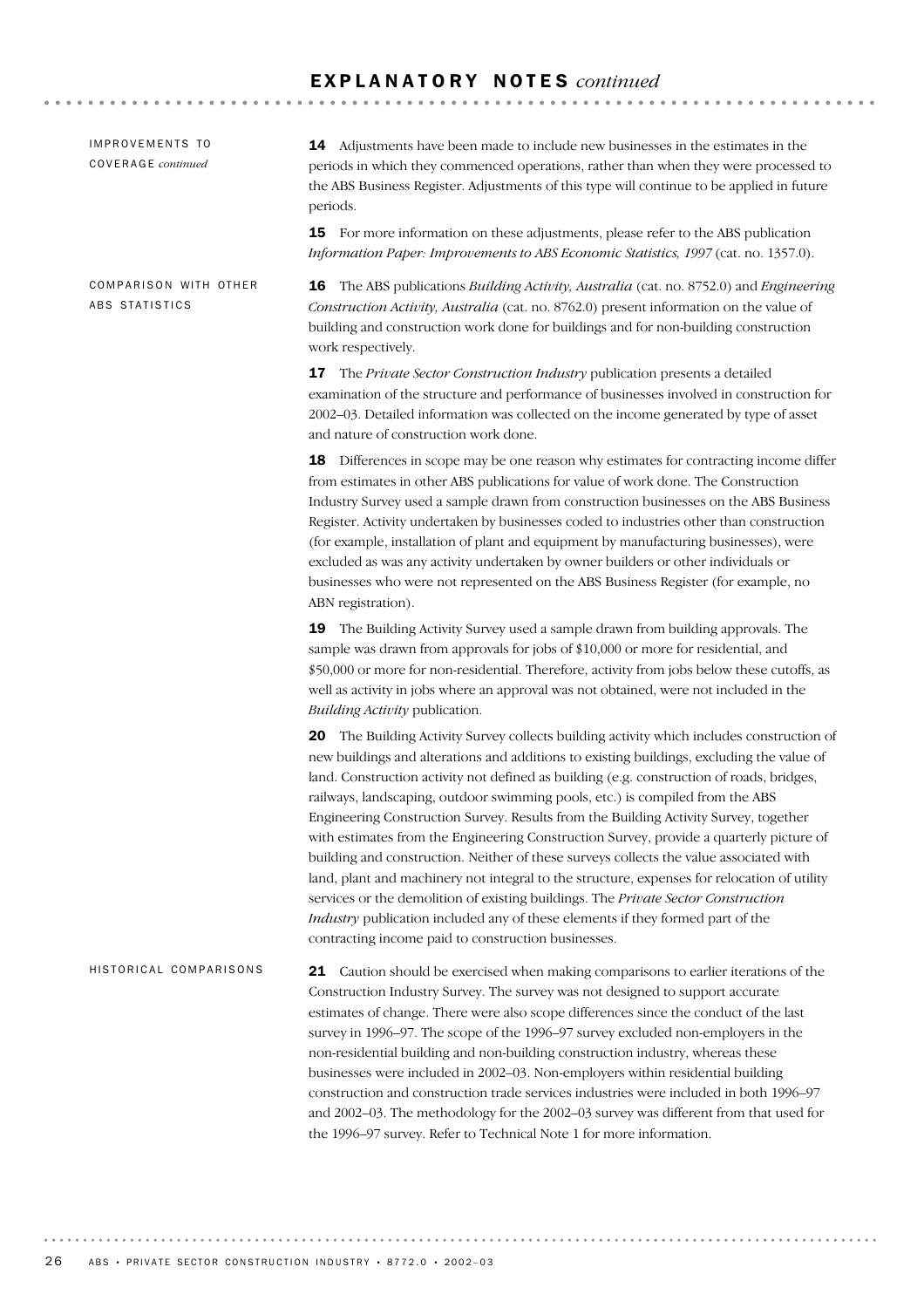## EXPLANATORY NOTES *continued*

### IMPROVEMENTS TO COVERAGE *continued*

**14** Adjustments have been made to include new businesses in the estimates in the periods in which they commenced operations, rather than when they were processed to the ABS Business Register. Adjustments of this type will continue to be applied in future periods.

**15** For more information on these adjustments, please refer to the ABS publication *Information Paper: Improvements to ABS Economic Statistics, 1997* (cat. no. 1357.0).

### COMPARISON WITH OTHER ABS STATISTICS

**16** The ABS publications *Building Activity, Australia* (cat. no. 8752.0) and *Engineering Construction Activity, Australia* (cat. no. 8762.0) present information on the value of building and construction work done for buildings and for non-building construction work respectively.

**17** The *Private Sector Construction Industry* publication presents a detailed examination of the structure and performance of businesses involved in construction for 2002–03. Detailed information was collected on the income generated by type of asset and nature of construction work done.

**18** Differences in scope may be one reason why estimates for contracting income differ from estimates in other ABS publications for value of work done. The Construction Industry Survey used a sample drawn from construction businesses on the ABS Business Register. Activity undertaken by businesses coded to industries other than construction (for example, installation of plant and equipment by manufacturing businesses), were excluded as was any activity undertaken by owner builders or other individuals or businesses who were not represented on the ABS Business Register (for example, no ABN registration).

**19** The Building Activity Survey used a sample drawn from building approvals. The sample was drawn from approvals for jobs of $10,000 or more for residential, and $50,000 or more for non-residential. Therefore, activity from jobs below these cutoffs, as well as activity in jobs where an approval was not obtained, were not included in the *Building Activity* publication.

**20** The Building Activity Survey collects building activity which includes construction of new buildings and alterations and additions to existing buildings, excluding the value of land. Construction activity not defined as building (e.g. construction of roads, bridges, railways, landscaping, outdoor swimming pools, etc.) is compiled from the ABS Engineering Construction Survey. Results from the Building Activity Survey, together with estimates from the Engineering Construction Survey, provide a quarterly picture of building and construction. Neither of these surveys collects the value associated with land, plant and machinery not integral to the structure, expenses for relocation of utility services or the demolition of existing buildings. The *Private Sector Construction Industry* publication included any of these elements if they formed part of the contracting income paid to construction businesses.

### HISTORICAL COMPARISONS

**21** Caution should be exercised when making comparisons to earlier iterations of the Construction Industry Survey. The survey was not designed to support accurate estimates of change. There were also scope differences since the conduct of the last survey in 1996–97. The scope of the 1996–97 survey excluded non-employers in the non-residential building and non-building construction industry, whereas these businesses were included in 2002–03. Non-employers within residential building construction and construction trade services industries were included in both 1996–97 and 2002–03. The methodology for the 2002–03 survey was different from that used for the 1996–97 survey. Refer to Technical Note 1 for more information.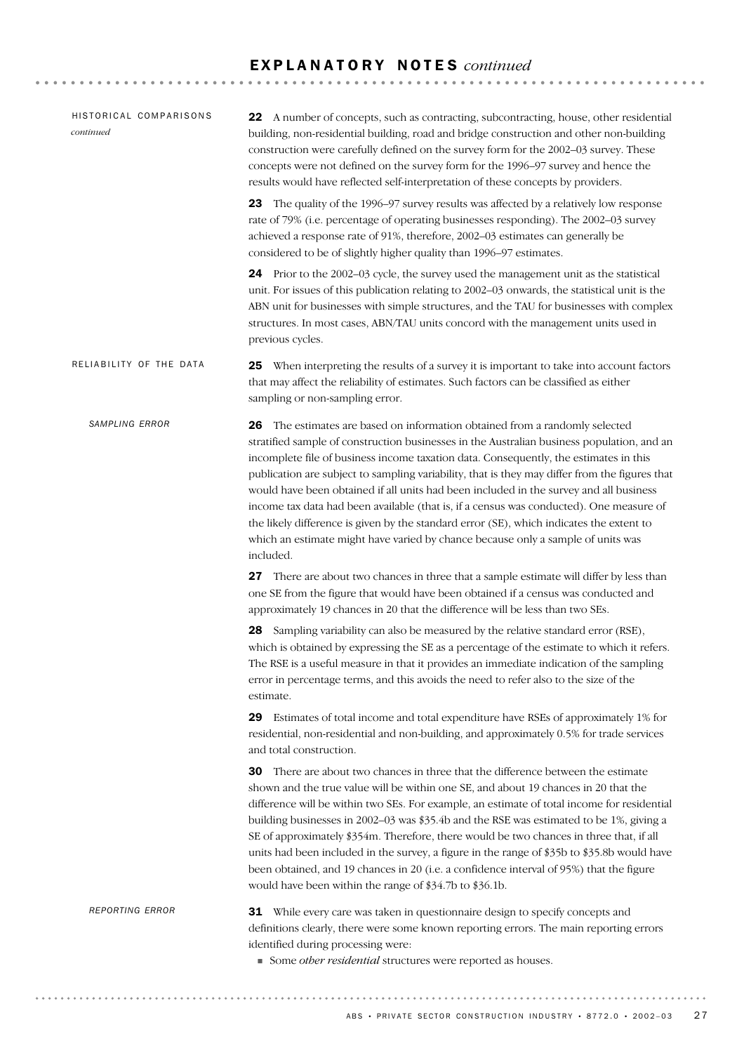# EXPLANATORY NOTES *continued*

## HISTORICAL COMPARISONS *continued*

**22** A number of concepts, such as contracting, subcontracting, house, other residential building, non-residential building, road and bridge construction and other non-building construction were carefully defined on the survey form for the 2002–03 survey. These concepts were not defined on the survey form for the 1996–97 survey and hence the results would have reflected self-interpretation of these concepts by providers.

**23** The quality of the 1996–97 survey results was affected by a relatively low response rate of 79% (i.e. percentage of operating businesses responding). The 2002–03 survey achieved a response rate of 91%, therefore, 2002–03 estimates can generally be considered to be of slightly higher quality than 1996–97 estimates.

**24** Prior to the 2002–03 cycle, the survey used the management unit as the statistical unit. For issues of this publication relating to 2002–03 onwards, the statistical unit is the ABN unit for businesses with simple structures, and the TAU for businesses with complex structures. In most cases, ABN/TAU units concord with the management units used in previous cycles.

## RELIABILITY OF THE DATA

**25** When interpreting the results of a survey it is important to take into account factors that may affect the reliability of estimates. Such factors can be classified as either sampling or non-sampling error.

### *SAMPLING ERROR*

**26** The estimates are based on information obtained from a randomly selected stratified sample of construction businesses in the Australian business population, and an incomplete file of business income taxation data. Consequently, the estimates in this publication are subject to sampling variability, that is they may differ from the figures that would have been obtained if all units had been included in the survey and all business income tax data had been available (that is, if a census was conducted). One measure of the likely difference is given by the standard error (SE), which indicates the extent to which an estimate might have varied by chance because only a sample of units was included.

**27** There are about two chances in three that a sample estimate will differ by less than one SE from the figure that would have been obtained if a census was conducted and approximately 19 chances in 20 that the difference will be less than two SEs.

**28** Sampling variability can also be measured by the relative standard error (RSE), which is obtained by expressing the SE as a percentage of the estimate to which it refers. The RSE is a useful measure in that it provides an immediate indication of the sampling error in percentage terms, and this avoids the need to refer also to the size of the estimate.

**29** Estimates of total income and total expenditure have RSEs of approximately 1% for residential, non-residential and non-building, and approximately 0.5% for trade services and total construction.

**30** There are about two chances in three that the difference between the estimate shown and the true value will be within one SE, and about 19 chances in 20 that the difference will be within two SEs. For example, an estimate of total income for residential building businesses in 2002–03 was $35.4b and the RSE was estimated to be 1%, giving a SE of approximately $354m. Therefore, there would be two chances in three that, if all units had been included in the survey, a figure in the range of $35b to $35.8b would have been obtained, and 19 chances in 20 (i.e. a confidence interval of 95%) that the figure would have been within the range of $34.7b to $36.1b.

### *REPORTING ERROR*

**31** While every care was taken in questionnaire design to specify concepts and definitions clearly, there were some known reporting errors. The main reporting errors identified during processing were:

- Some *other residential* structures were reported as houses.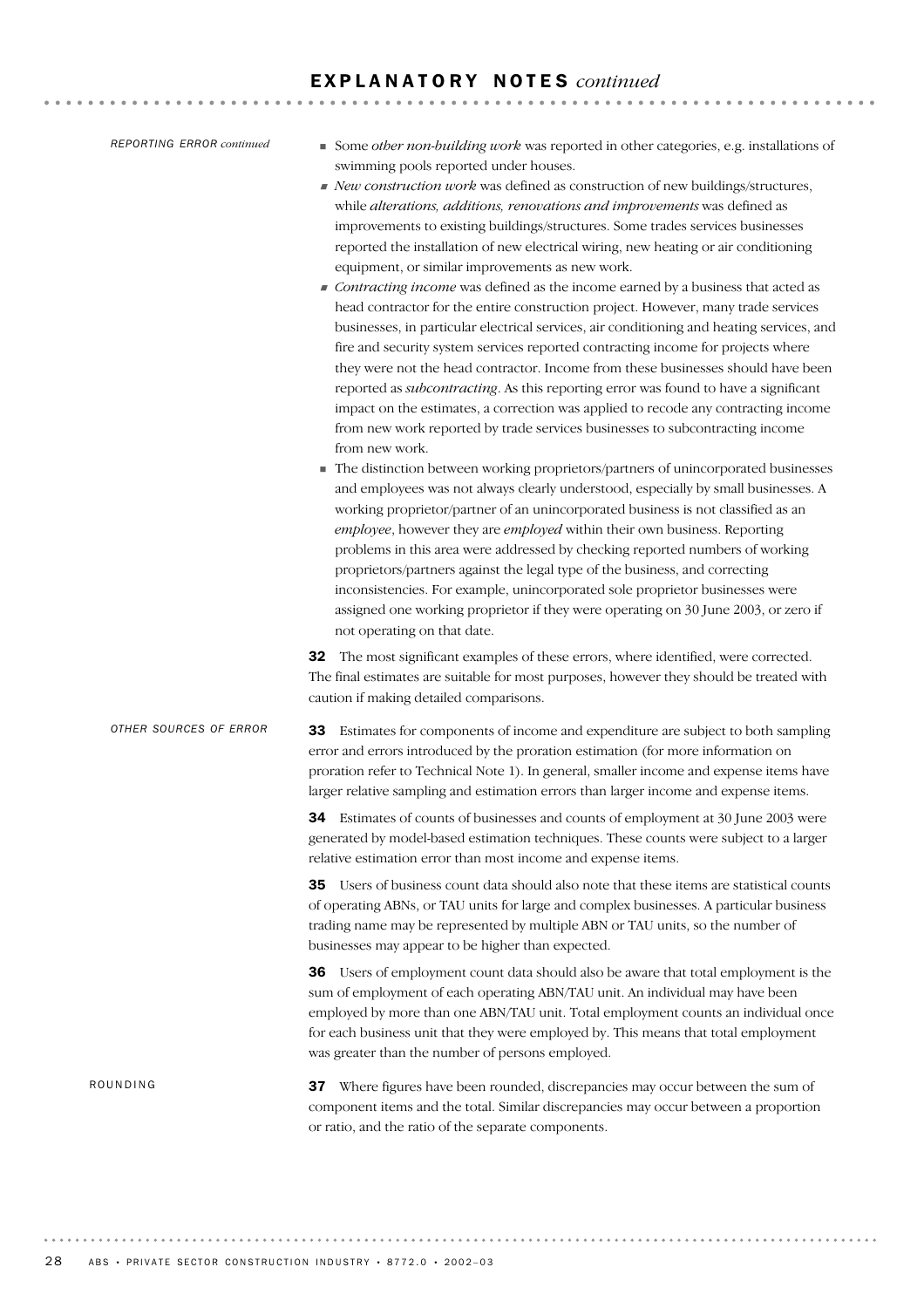## EXPLANATORY NOTES *continued*

*REPORTING ERROR continued*

- Some *other non-building work* was reported in other categories, e.g. installations of swimming pools reported under houses.
- *New construction work* was defined as construction of new buildings/structures, while *alterations, additions, renovations and improvements* was defined as improvements to existing buildings/structures. Some trades services businesses reported the installation of new electrical wiring, new heating or air conditioning equipment, or similar improvements as new work.
- *Contracting income* was defined as the income earned by a business that acted as head contractor for the entire construction project. However, many trade services businesses, in particular electrical services, air conditioning and heating services, and fire and security system services reported contracting income for projects where they were not the head contractor. Income from these businesses should have been reported as *subcontracting*. As this reporting error was found to have a significant impact on the estimates, a correction was applied to recode any contracting income from new work reported by trade services businesses to subcontracting income from new work.
- The distinction between working proprietors/partners of unincorporated businesses and employees was not always clearly understood, especially by small businesses. A working proprietor/partner of an unincorporated business is not classified as an *employee*, however they are *employed* within their own business. Reporting problems in this area were addressed by checking reported numbers of working proprietors/partners against the legal type of the business, and correcting inconsistencies. For example, unincorporated sole proprietor businesses were assigned one working proprietor if they were operating on 30 June 2003, or zero if not operating on that date.

**32** The most significant examples of these errors, where identified, were corrected. The final estimates are suitable for most purposes, however they should be treated with caution if making detailed comparisons.

### OTHER SOURCES OF ERROR

**33** Estimates for components of income and expenditure are subject to both sampling error and errors introduced by the proration estimation (for more information on proration refer to Technical Note 1). In general, smaller income and expense items have larger relative sampling and estimation errors than larger income and expense items.

**34** Estimates of counts of businesses and counts of employment at 30 June 2003 were generated by model-based estimation techniques. These counts were subject to a larger relative estimation error than most income and expense items.

**35** Users of business count data should also note that these items are statistical counts of operating ABNs, or TAU units for large and complex businesses. A particular business trading name may be represented by multiple ABN or TAU units, so the number of businesses may appear to be higher than expected.

**36** Users of employment count data should also be aware that total employment is the sum of employment of each operating ABN/TAU unit. An individual may have been employed by more than one ABN/TAU unit. Total employment counts an individual once for each business unit that they were employed by. This means that total employment was greater than the number of persons employed.

### ROUNDING

**37** Where figures have been rounded, discrepancies may occur between the sum of component items and the total. Similar discrepancies may occur between a proportion or ratio, and the ratio of the separate components.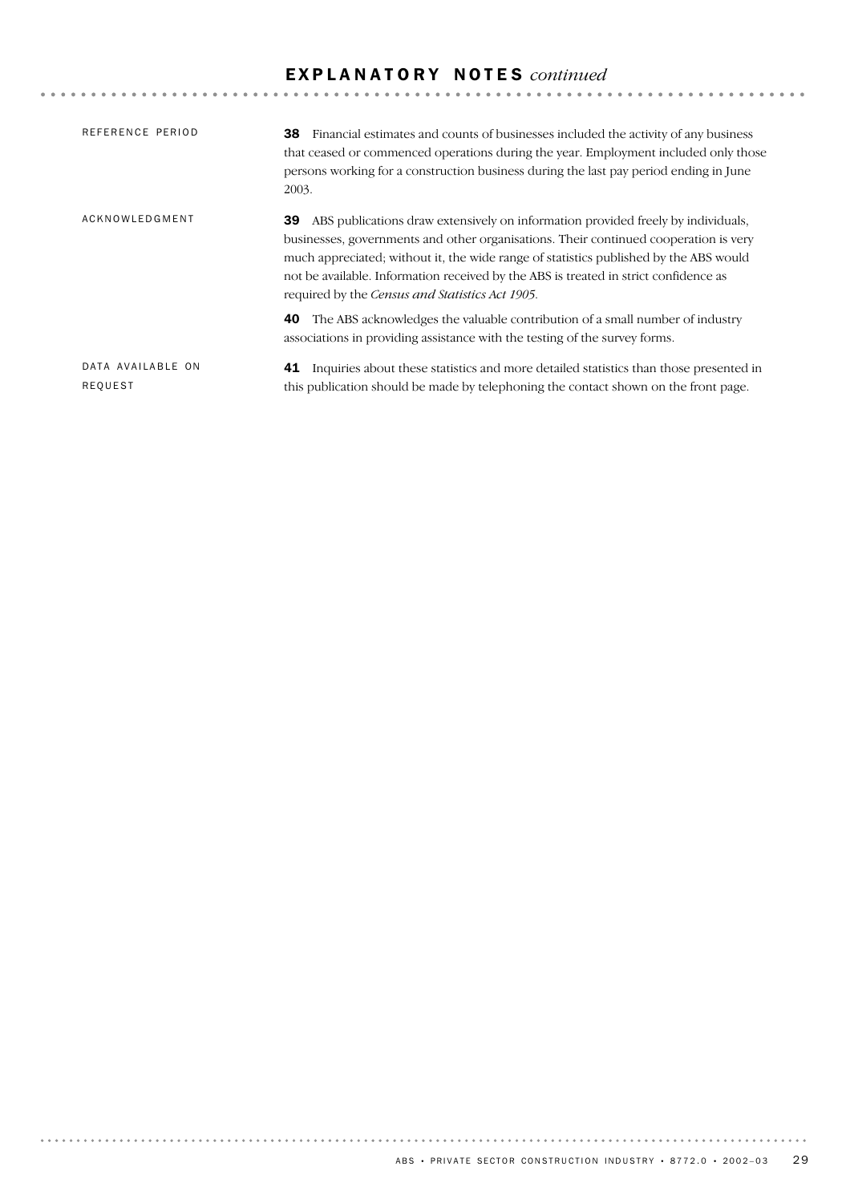# EXPLANATORY NOTES *continued*

## REFERENCE PERIOD

**38** Financial estimates and counts of businesses included the activity of any business that ceased or commenced operations during the year. Employment included only those persons working for a construction business during the last pay period ending in June 2003.

## ACKNOWLEDGMENT

**39** ABS publications draw extensively on information provided freely by individuals, businesses, governments and other organisations. Their continued cooperation is very much appreciated; without it, the wide range of statistics published by the ABS would not be available. Information received by the ABS is treated in strict confidence as required by the *Census and Statistics Act 1905*.

**40** The ABS acknowledges the valuable contribution of a small number of industry associations in providing assistance with the testing of the survey forms.

## DATA AVAILABLE ON REQUEST

**41** Inquiries about these statistics and more detailed statistics than those presented in this publication should be made by telephoning the contact shown on the front page.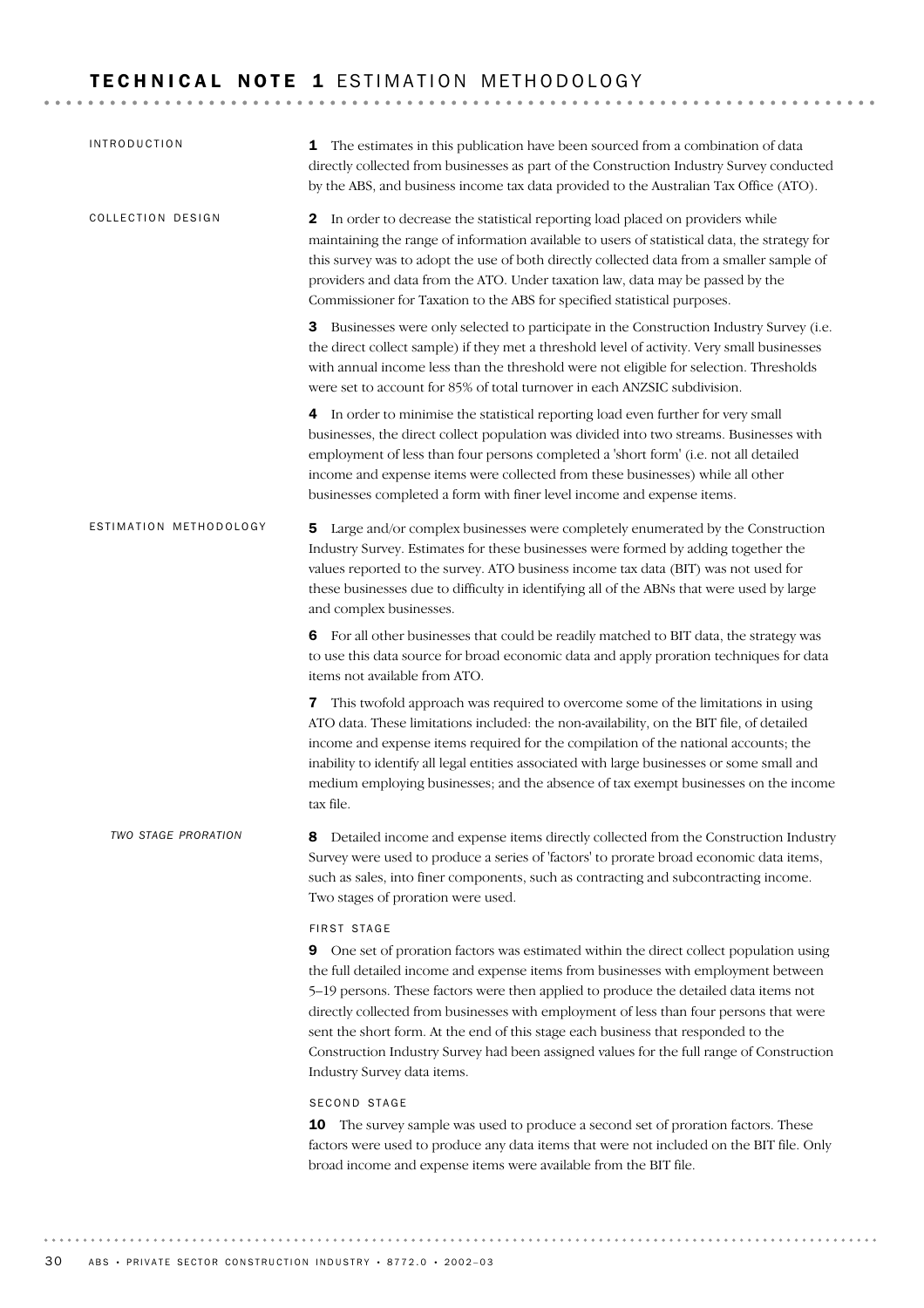# TECHNICAL NOTE 1 ESTIMATION METHODOLOGY

## INTRODUCTION

**1** The estimates in this publication have been sourced from a combination of data directly collected from businesses as part of the Construction Industry Survey conducted by the ABS, and business income tax data provided to the Australian Tax Office (ATO).

## COLLECTION DESIGN

**2** In order to decrease the statistical reporting load placed on providers while maintaining the range of information available to users of statistical data, the strategy for this survey was to adopt the use of both directly collected data from a smaller sample of providers and data from the ATO. Under taxation law, data may be passed by the Commissioner for Taxation to the ABS for specified statistical purposes.

**3** Businesses were only selected to participate in the Construction Industry Survey (i.e. the direct collect sample) if they met a threshold level of activity. Very small businesses with annual income less than the threshold were not eligible for selection. Thresholds were set to account for 85% of total turnover in each ANZSIC subdivision.

**4** In order to minimise the statistical reporting load even further for very small businesses, the direct collect population was divided into two streams. Businesses with employment of less than four persons completed a 'short form' (i.e. not all detailed income and expense items were collected from these businesses) while all other businesses completed a form with finer level income and expense items.

## ESTIMATION METHODOLOGY

**5** Large and/or complex businesses were completely enumerated by the Construction Industry Survey. Estimates for these businesses were formed by adding together the values reported to the survey. ATO business income tax data (BIT) was not used for these businesses due to difficulty in identifying all of the ABNs that were used by large and complex businesses.

**6** For all other businesses that could be readily matched to BIT data, the strategy was to use this data source for broad economic data and apply proration techniques for data items not available from ATO.

**7** This twofold approach was required to overcome some of the limitations in using ATO data. These limitations included: the non-availability, on the BIT file, of detailed income and expense items required for the compilation of the national accounts; the inability to identify all legal entities associated with large businesses or some small and medium employing businesses; and the absence of tax exempt businesses on the income tax file.

### *Two stage proration*

**8** Detailed income and expense items directly collected from the Construction Industry Survey were used to produce a series of 'factors' to prorate broad economic data items, such as sales, into finer components, such as contracting and subcontracting income. Two stages of proration were used.

#### FIRST STAGE

**9** One set of proration factors was estimated within the direct collect population using the full detailed income and expense items from businesses with employment between 5–19 persons. These factors were then applied to produce the detailed data items not directly collected from businesses with employment of less than four persons that were sent the short form. At the end of this stage each business that responded to the Construction Industry Survey had been assigned values for the full range of Construction Industry Survey data items.

#### SECOND STAGE

**10** The survey sample was used to produce a second set of proration factors. These factors were used to produce any data items that were not included on the BIT file. Only broad income and expense items were available from the BIT file.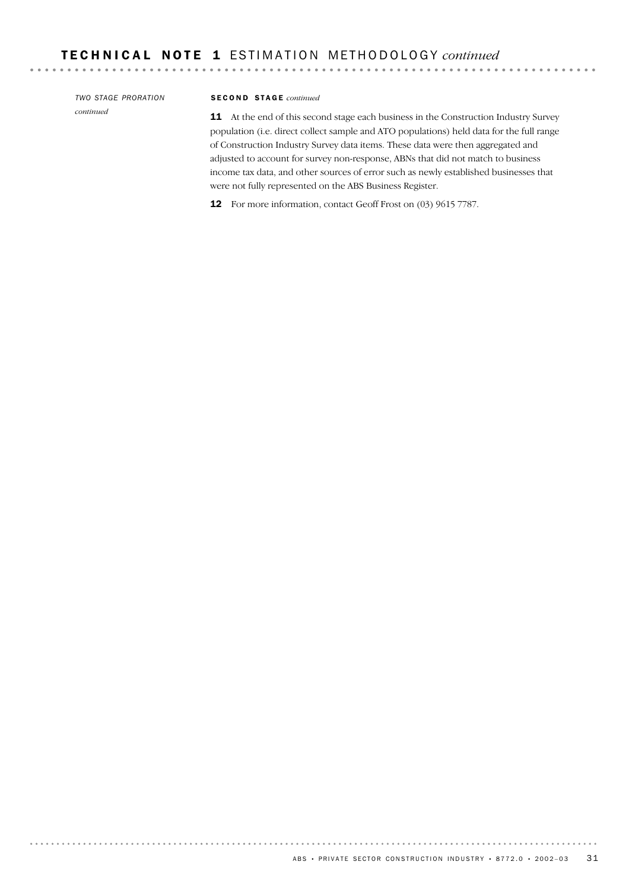## TECHNICAL NOTE 1 ESTIMATION METHODOLOGY *continued*

*TWO STAGE PRORATION continued*

**SECOND STAGE** *continued*

**11** At the end of this second stage each business in the Construction Industry Survey population (i.e. direct collect sample and ATO populations) held data for the full range of Construction Industry Survey data items. These data were then aggregated and adjusted to account for survey non-response, ABNs that did not match to business income tax data, and other sources of error such as newly established businesses that were not fully represented on the ABS Business Register.

**12** For more information, contact Geoff Frost on (03) 9615 7787.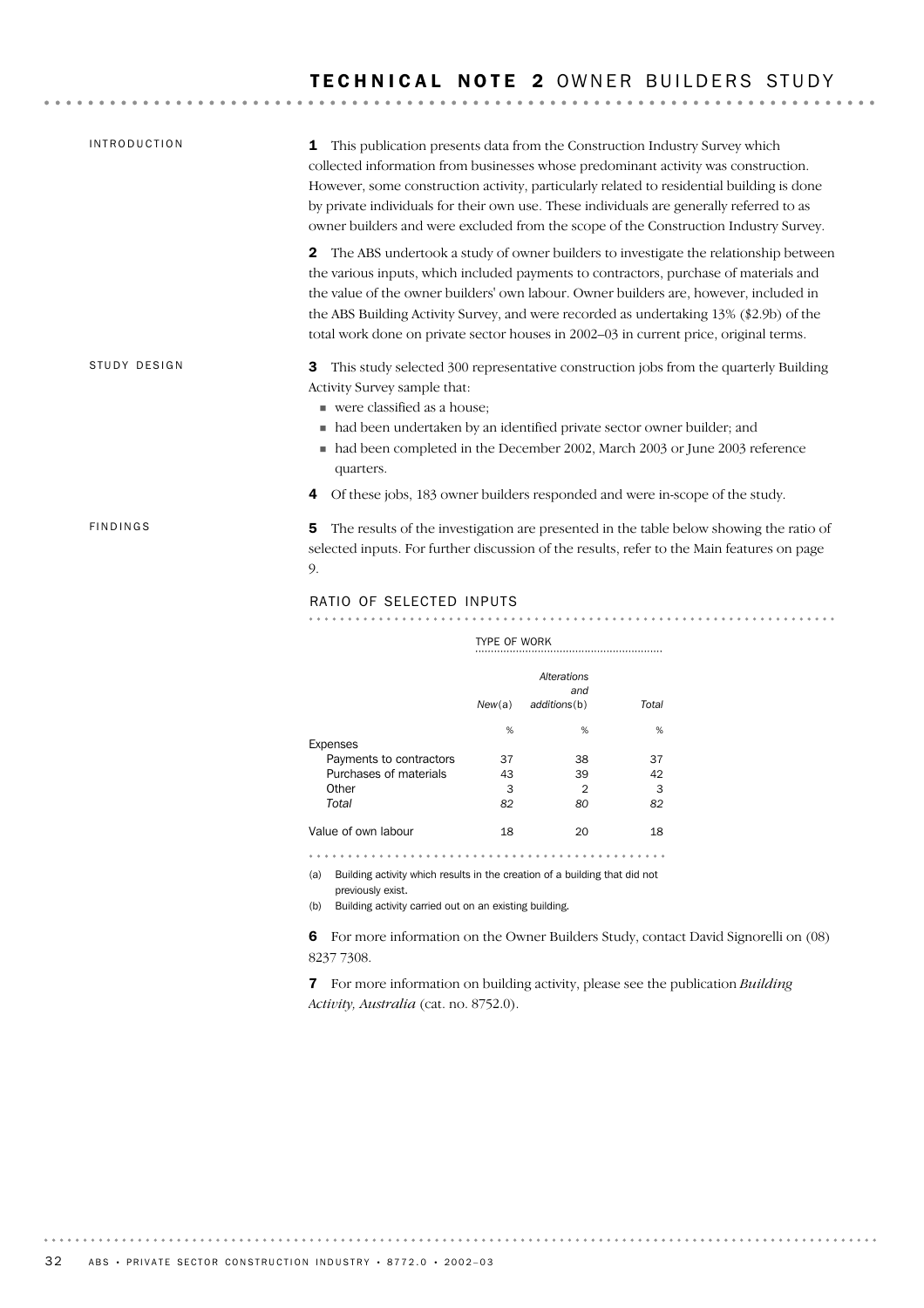# TECHNICAL NOTE 2 OWNER BUILDERS STUDY

## INTRODUCTION

**1** This publication presents data from the Construction Industry Survey which collected information from businesses whose predominant activity was construction. However, some construction activity, particularly related to residential building is done by private individuals for their own use. These individuals are generally referred to as owner builders and were excluded from the scope of the Construction Industry Survey.

**2** The ABS undertook a study of owner builders to investigate the relationship between the various inputs, which included payments to contractors, purchase of materials and the value of the owner builders' own labour. Owner builders are, however, included in the ABS Building Activity Survey, and were recorded as undertaking 13% ($2.9b) of the total work done on private sector houses in 2002–03 in current price, original terms.

## STUDY DESIGN

**3** This study selected 300 representative construction jobs from the quarterly Building Activity Survey sample that:

- were classified as a house;
- had been undertaken by an identified private sector owner builder; and
- had been completed in the December 2002, March 2003 or June 2003 reference quarters.

**4** Of these jobs, 183 owner builders responded and were in-scope of the study.

## FINDINGS

**5** The results of the investigation are presented in the table below showing the ratio of selected inputs. For further discussion of the results, refer to the Main features on page 9.

### RATIO OF SELECTED INPUTS

| | TYPE OF WORK | | |
|---|---|---|---|
| | *New*(a) | *Alterations and additions*(b) | *Total* |
| | % | % | % |
| Expenses | | | |
| Payments to contractors | 37 | 38 | 37 |
| Purchases of materials | 43 | 39 | 42 |
| Other | 3 | 2 | 3 |
| *Total* | *82* | *80* | *82* |
| Value of own labour | 18 | 20 | 18 |

(a) Building activity which results in the creation of a building that did not previously exist.

(b) Building activity carried out on an existing building.

**6** For more information on the Owner Builders Study, contact David Signorelli on (08) 8237 7308.

**7** For more information on building activity, please see the publication *Building Activity, Australia* (cat. no. 8752.0).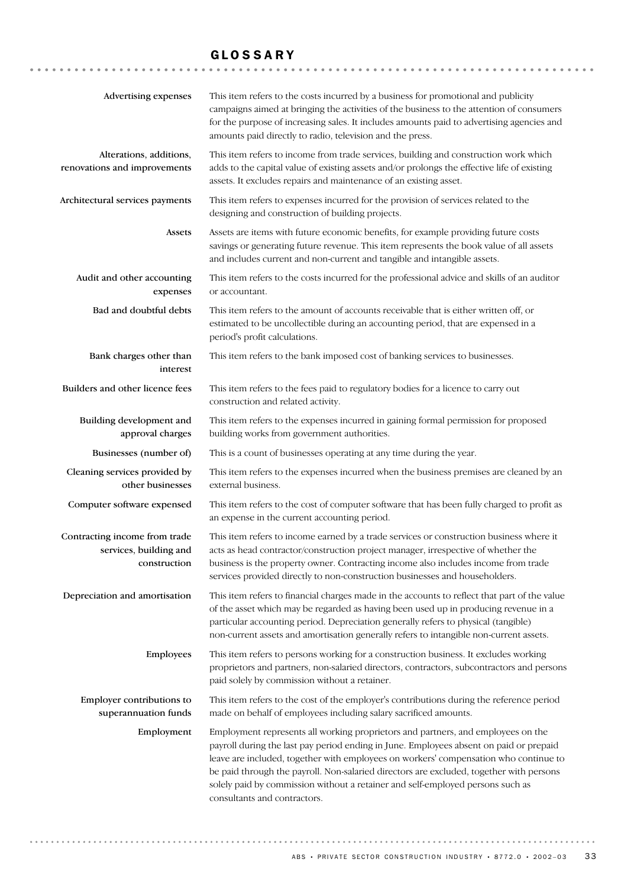# GLOSSARY

**Advertising expenses**
This item refers to the costs incurred by a business for promotional and publicity campaigns aimed at bringing the activities of the business to the attention of consumers for the purpose of increasing sales. It includes amounts paid to advertising agencies and amounts paid directly to radio, television and the press.

**Alterations, additions, renovations and improvements**
This item refers to income from trade services, building and construction work which adds to the capital value of existing assets and/or prolongs the effective life of existing assets. It excludes repairs and maintenance of an existing asset.

**Architectural services payments**
This item refers to expenses incurred for the provision of services related to the designing and construction of building projects.

**Assets**
Assets are items with future economic benefits, for example providing future costs savings or generating future revenue. This item represents the book value of all assets and includes current and non-current and tangible and intangible assets.

**Audit and other accounting expenses**
This item refers to the costs incurred for the professional advice and skills of an auditor or accountant.

**Bad and doubtful debts**
This item refers to the amount of accounts receivable that is either written off, or estimated to be uncollectible during an accounting period, that are expensed in a period's profit calculations.

**Bank charges other than interest**
This item refers to the bank imposed cost of banking services to businesses.

**Builders and other licence fees**
This item refers to the fees paid to regulatory bodies for a licence to carry out construction and related activity.

**Building development and approval charges**
This item refers to the expenses incurred in gaining formal permission for proposed building works from government authorities.

**Businesses (number of)**
This is a count of businesses operating at any time during the year.

**Cleaning services provided by other businesses**
This item refers to the expenses incurred when the business premises are cleaned by an external business.

**Computer software expensed**
This item refers to the cost of computer software that has been fully charged to profit as an expense in the current accounting period.

**Contracting income from trade services, building and construction**
This item refers to income earned by a trade services or construction business where it acts as head contractor/construction project manager, irrespective of whether the business is the property owner. Contracting income also includes income from trade services provided directly to non-construction businesses and householders.

**Depreciation and amortisation**
This item refers to financial charges made in the accounts to reflect that part of the value of the asset which may be regarded as having been used up in producing revenue in a particular accounting period. Depreciation generally refers to physical (tangible) non-current assets and amortisation generally refers to intangible non-current assets.

**Employees**
This item refers to persons working for a construction business. It excludes working proprietors and partners, non-salaried directors, contractors, subcontractors and persons paid solely by commission without a retainer.

**Employer contributions to superannuation funds**
This item refers to the cost of the employer's contributions during the reference period made on behalf of employees including salary sacrificed amounts.

**Employment**
Employment represents all working proprietors and partners, and employees on the payroll during the last pay period ending in June. Employees absent on paid or prepaid leave are included, together with employees on workers' compensation who continue to be paid through the payroll. Non-salaried directors are excluded, together with persons solely paid by commission without a retainer and self-employed persons such as consultants and contractors.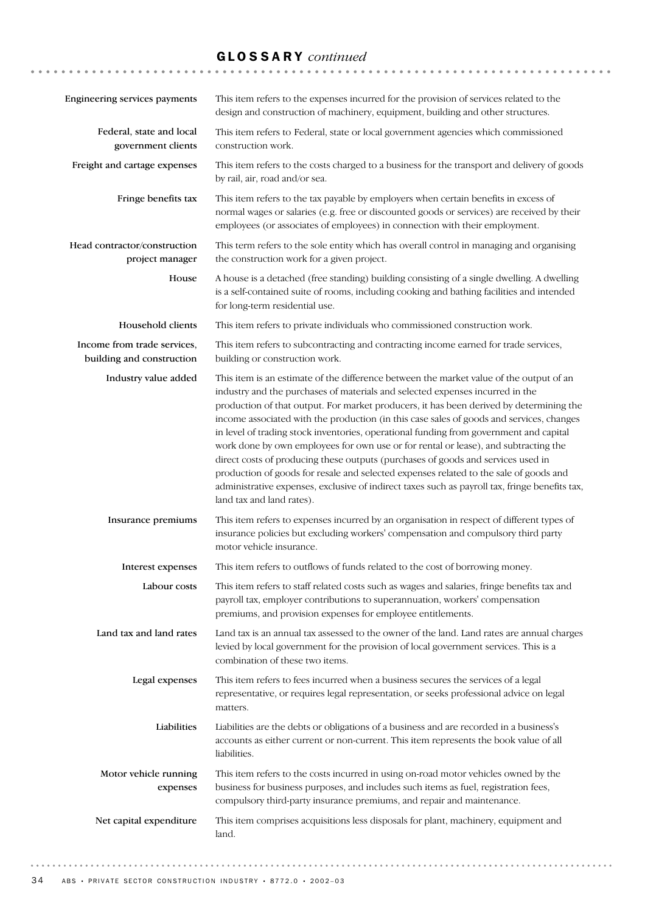## GLOSSARY *continued*

**Engineering services payments**
This item refers to the expenses incurred for the provision of services related to the design and construction of machinery, equipment, building and other structures.

**Federal, state and local government clients**
This item refers to Federal, state or local government agencies which commissioned construction work.

**Freight and cartage expenses**
This item refers to the costs charged to a business for the transport and delivery of goods by rail, air, road and/or sea.

**Fringe benefits tax**
This item refers to the tax payable by employers when certain benefits in excess of normal wages or salaries (e.g. free or discounted goods or services) are received by their employees (or associates of employees) in connection with their employment.

**Head contractor/construction project manager**
This term refers to the sole entity which has overall control in managing and organising the construction work for a given project.

**House**
A house is a detached (free standing) building consisting of a single dwelling. A dwelling is a self-contained suite of rooms, including cooking and bathing facilities and intended for long-term residential use.

**Household clients**
This item refers to private individuals who commissioned construction work.

**Income from trade services, building and construction**
This item refers to subcontracting and contracting income earned for trade services, building or construction work.

**Industry value added**
This item is an estimate of the difference between the market value of the output of an industry and the purchases of materials and selected expenses incurred in the production of that output. For market producers, it has been derived by determining the income associated with the production (in this case sales of goods and services, changes in level of trading stock inventories, operational funding from government and capital work done by own employees for own use or for rental or lease), and subtracting the direct costs of producing these outputs (purchases of goods and services used in production of goods for resale and selected expenses related to the sale of goods and administrative expenses, exclusive of indirect taxes such as payroll tax, fringe benefits tax, land tax and land rates).

**Insurance premiums**
This item refers to expenses incurred by an organisation in respect of different types of insurance policies but excluding workers' compensation and compulsory third party motor vehicle insurance.

**Interest expenses**
This item refers to outflows of funds related to the cost of borrowing money.

**Labour costs**
This item refers to staff related costs such as wages and salaries, fringe benefits tax and payroll tax, employer contributions to superannuation, workers' compensation premiums, and provision expenses for employee entitlements.

**Land tax and land rates**
Land tax is an annual tax assessed to the owner of the land. Land rates are annual charges levied by local government for the provision of local government services. This is a combination of these two items.

**Legal expenses**
This item refers to fees incurred when a business secures the services of a legal representative, or requires legal representation, or seeks professional advice on legal matters.

**Liabilities**
Liabilities are the debts or obligations of a business and are recorded in a business's accounts as either current or non-current. This item represents the book value of all liabilities.

**Motor vehicle running expenses**
This item refers to the costs incurred in using on-road motor vehicles owned by the business for business purposes, and includes such items as fuel, registration fees, compulsory third-party insurance premiums, and repair and maintenance.

**Net capital expenditure**
This item comprises acquisitions less disposals for plant, machinery, equipment and land.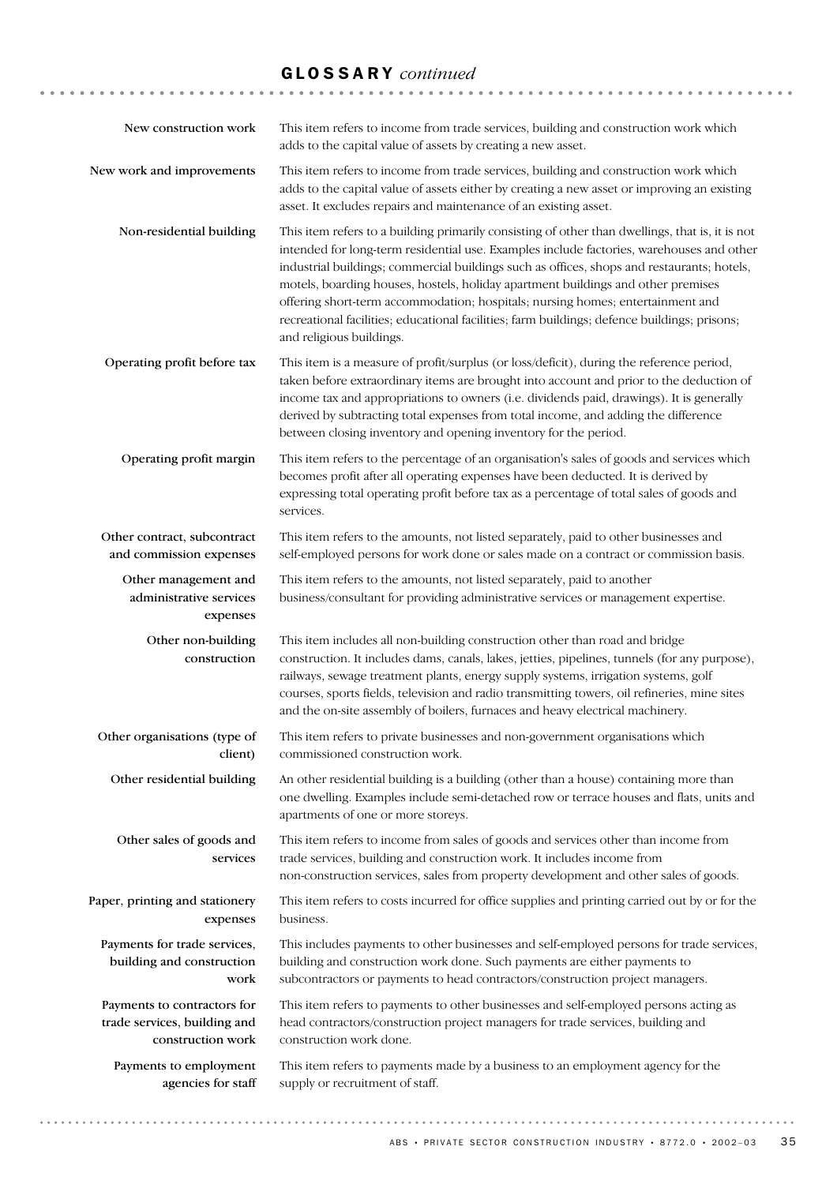## GLOSSARY *continued*

**New construction work**
This item refers to income from trade services, building and construction work which adds to the capital value of assets by creating a new asset.

**New work and improvements**
This item refers to income from trade services, building and construction work which adds to the capital value of assets either by creating a new asset or improving an existing asset. It excludes repairs and maintenance of an existing asset.

**Non-residential building**
This item refers to a building primarily consisting of other than dwellings, that is, it is not intended for long-term residential use. Examples include factories, warehouses and other industrial buildings; commercial buildings such as offices, shops and restaurants; hotels, motels, boarding houses, hostels, holiday apartment buildings and other premises offering short-term accommodation; hospitals; nursing homes; entertainment and recreational facilities; educational facilities; farm buildings; defence buildings; prisons; and religious buildings.

**Operating profit before tax**
This item is a measure of profit/surplus (or loss/deficit), during the reference period, taken before extraordinary items are brought into account and prior to the deduction of income tax and appropriations to owners (i.e. dividends paid, drawings). It is generally derived by subtracting total expenses from total income, and adding the difference between closing inventory and opening inventory for the period.

**Operating profit margin**
This item refers to the percentage of an organisation's sales of goods and services which becomes profit after all operating expenses have been deducted. It is derived by expressing total operating profit before tax as a percentage of total sales of goods and services.

**Other contract, subcontract and commission expenses**
This item refers to the amounts, not listed separately, paid to other businesses and self-employed persons for work done or sales made on a contract or commission basis.

**Other management and administrative services expenses**
This item refers to the amounts, not listed separately, paid to another business/consultant for providing administrative services or management expertise.

**Other non-building construction**
This item includes all non-building construction other than road and bridge construction. It includes dams, canals, lakes, jetties, pipelines, tunnels (for any purpose), railways, sewage treatment plants, energy supply systems, irrigation systems, golf courses, sports fields, television and radio transmitting towers, oil refineries, mine sites and the on-site assembly of boilers, furnaces and heavy electrical machinery.

**Other organisations (type of client)**
This item refers to private businesses and non-government organisations which commissioned construction work.

**Other residential building**
An other residential building is a building (other than a house) containing more than one dwelling. Examples include semi-detached row or terrace houses and flats, units and apartments of one or more storeys.

**Other sales of goods and services**
This item refers to income from sales of goods and services other than income from trade services, building and construction work. It includes income from non-construction services, sales from property development and other sales of goods.

**Paper, printing and stationery expenses**
This item refers to costs incurred for office supplies and printing carried out by or for the business.

**Payments for trade services, building and construction work**
This includes payments to other businesses and self-employed persons for trade services, building and construction work done. Such payments are either payments to subcontractors or payments to head contractors/construction project managers.

**Payments to contractors for trade services, building and construction work**
This item refers to payments to other businesses and self-employed persons acting as head contractors/construction project managers for trade services, building and construction work done.

**Payments to employment agencies for staff**
This item refers to payments made by a business to an employment agency for the supply or recruitment of staff.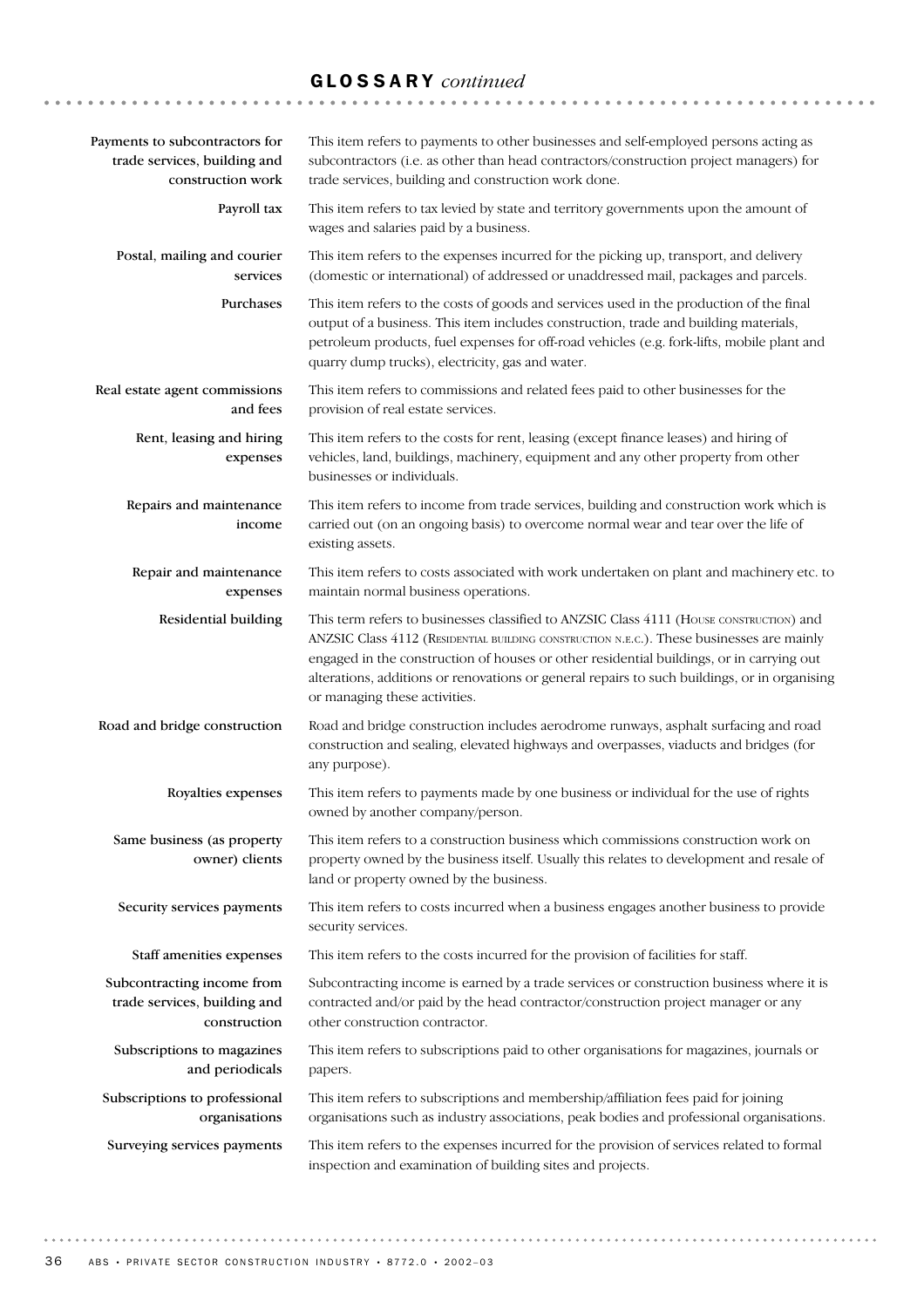## GLOSSARY *continued*

**Payments to subcontractors for trade services, building and construction work**
This item refers to payments to other businesses and self-employed persons acting as subcontractors (i.e. as other than head contractors/construction project managers) for trade services, building and construction work done.

**Payroll tax**
This item refers to tax levied by state and territory governments upon the amount of wages and salaries paid by a business.

**Postal, mailing and courier services**
This item refers to the expenses incurred for the picking up, transport, and delivery (domestic or international) of addressed or unaddressed mail, packages and parcels.

**Purchases**
This item refers to the costs of goods and services used in the production of the final output of a business. This item includes construction, trade and building materials, petroleum products, fuel expenses for off-road vehicles (e.g. fork-lifts, mobile plant and quarry dump trucks), electricity, gas and water.

**Real estate agent commissions and fees**
This item refers to commissions and related fees paid to other businesses for the provision of real estate services.

**Rent, leasing and hiring expenses**
This item refers to the costs for rent, leasing (except finance leases) and hiring of vehicles, land, buildings, machinery, equipment and any other property from other businesses or individuals.

**Repairs and maintenance income**
This item refers to income from trade services, building and construction work which is carried out (on an ongoing basis) to overcome normal wear and tear over the life of existing assets.

**Repair and maintenance expenses**
This item refers to costs associated with work undertaken on plant and machinery etc. to maintain normal business operations.

**Residential building**
This term refers to businesses classified to ANZSIC Class 4111 (HOUSE CONSTRUCTION) and ANZSIC Class 4112 (RESIDENTIAL BUILDING CONSTRUCTION N.E.C.). These businesses are mainly engaged in the construction of houses or other residential buildings, or in carrying out alterations, additions or renovations or general repairs to such buildings, or in organising or managing these activities.

**Road and bridge construction**
Road and bridge construction includes aerodrome runways, asphalt surfacing and road construction and sealing, elevated highways and overpasses, viaducts and bridges (for any purpose).

**Royalties expenses**
This item refers to payments made by one business or individual for the use of rights owned by another company/person.

**Same business (as property owner) clients**
This item refers to a construction business which commissions construction work on property owned by the business itself. Usually this relates to development and resale of land or property owned by the business.

**Security services payments**
This item refers to costs incurred when a business engages another business to provide security services.

**Staff amenities expenses**
This item refers to the costs incurred for the provision of facilities for staff.

**Subcontracting income from trade services, building and construction**
Subcontracting income is earned by a trade services or construction business where it is contracted and/or paid by the head contractor/construction project manager or any other construction contractor.

**Subscriptions to magazines and periodicals**
This item refers to subscriptions paid to other organisations for magazines, journals or papers.

**Subscriptions to professional organisations**
This item refers to subscriptions and membership/affiliation fees paid for joining organisations such as industry associations, peak bodies and professional organisations.

**Surveying services payments**
This item refers to the expenses incurred for the provision of services related to formal inspection and examination of building sites and projects.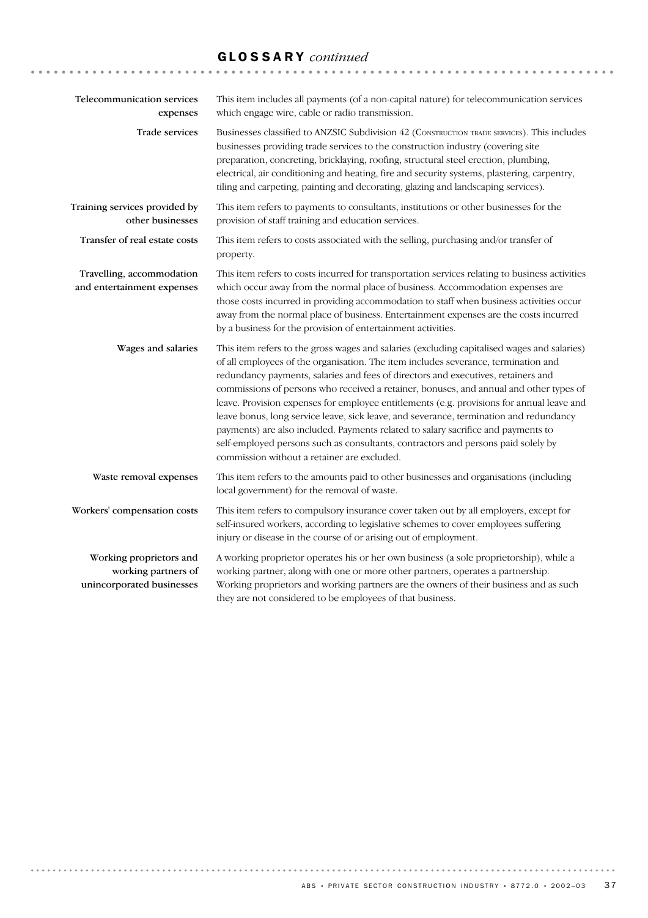## GLOSSARY *continued*

**Telecommunication services expenses**
This item includes all payments (of a non-capital nature) for telecommunication services which engage wire, cable or radio transmission.

**Trade services**
Businesses classified to ANZSIC Subdivision 42 (CONSTRUCTION TRADE SERVICES). This includes businesses providing trade services to the construction industry (covering site preparation, concreting, bricklaying, roofing, structural steel erection, plumbing, electrical, air conditioning and heating, fire and security systems, plastering, carpentry, tiling and carpeting, painting and decorating, glazing and landscaping services).

**Training services provided by other businesses**
This item refers to payments to consultants, institutions or other businesses for the provision of staff training and education services.

**Transfer of real estate costs**
This item refers to costs associated with the selling, purchasing and/or transfer of property.

**Travelling, accommodation and entertainment expenses**
This item refers to costs incurred for transportation services relating to business activities which occur away from the normal place of business. Accommodation expenses are those costs incurred in providing accommodation to staff when business activities occur away from the normal place of business. Entertainment expenses are the costs incurred by a business for the provision of entertainment activities.

**Wages and salaries**
This item refers to the gross wages and salaries (excluding capitalised wages and salaries) of all employees of the organisation. The item includes severance, termination and redundancy payments, salaries and fees of directors and executives, retainers and commissions of persons who received a retainer, bonuses, and annual and other types of leave. Provision expenses for employee entitlements (e.g. provisions for annual leave and leave bonus, long service leave, sick leave, and severance, termination and redundancy payments) are also included. Payments related to salary sacrifice and payments to self-employed persons such as consultants, contractors and persons paid solely by commission without a retainer are excluded.

**Waste removal expenses**
This item refers to the amounts paid to other businesses and organisations (including local government) for the removal of waste.

**Workers' compensation costs**
This item refers to compulsory insurance cover taken out by all employers, except for self-insured workers, according to legislative schemes to cover employees suffering injury or disease in the course of or arising out of employment.

**Working proprietors and working partners of unincorporated businesses**
A working proprietor operates his or her own business (a sole proprietorship), while a working partner, along with one or more other partners, operates a partnership. Working proprietors and working partners are the owners of their business and as such they are not considered to be employees of that business.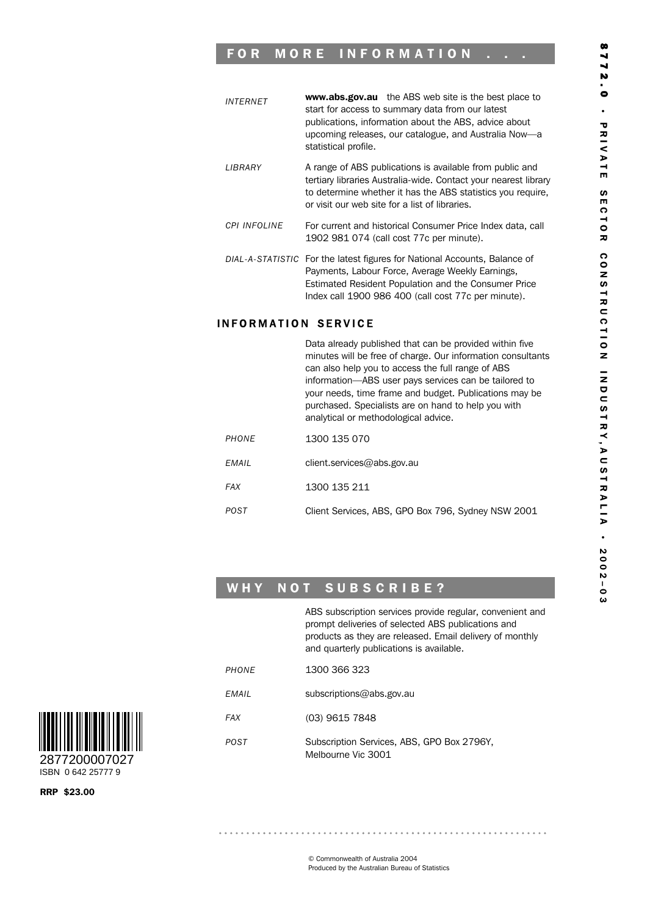## FOR MORE INFORMATION . . .

| | |
|---|---|
| *INTERNET* | **www.abs.gov.au** the ABS web site is the best place to start for access to summary data from our latest publications, information about the ABS, advice about upcoming releases, our catalogue, and Australia Now—a statistical profile. |
| *LIBRARY* | A range of ABS publications is available from public and tertiary libraries Australia-wide. Contact your nearest library to determine whether it has the ABS statistics you require, or visit our web site for a list of libraries. |
| *CPI INFOLINE* | For current and historical Consumer Price Index data, call 1902 981 074 (call cost 77c per minute). |
| *DIAL-A-STATISTIC* | For the latest figures for National Accounts, Balance of Payments, Labour Force, Average Weekly Earnings, Estimated Resident Population and the Consumer Price Index call 1900 986 400 (call cost 77c per minute). |

### INFORMATION SERVICE

Data already published that can be provided within five minutes will be free of charge. Our information consultants can also help you to access the full range of ABS information—ABS user pays services can be tailored to your needs, time frame and budget. Publications may be purchased. Specialists are on hand to help you with analytical or methodological advice.

| | |
|---|---|
| *PHONE* | 1300 135 070 |
| *EMAIL* | client.services@abs.gov.au |
| *FAX* | 1300 135 211 |
| *POST* | Client Services, ABS, GPO Box 796, Sydney NSW 2001 |

## WHY NOT SUBSCRIBE?

ABS subscription services provide regular, convenient and prompt deliveries of selected ABS publications and products as they are released. Email delivery of monthly and quarterly publications is available.

| | |
|---|---|
| *PHONE* | 1300 366 323 |
| *EMAIL* | subscriptions@abs.gov.au |
| *FAX* | (03) 9615 7848 |
| *POST* | Subscription Services, ABS, GPO Box 2796Y, Melbourne Vic 3001 |

2877200007027

ISBN 0 642 25777 9

**RRP $23.00**

© Commonwealth of Australia 2004

Produced by the Australian Bureau of Statistics